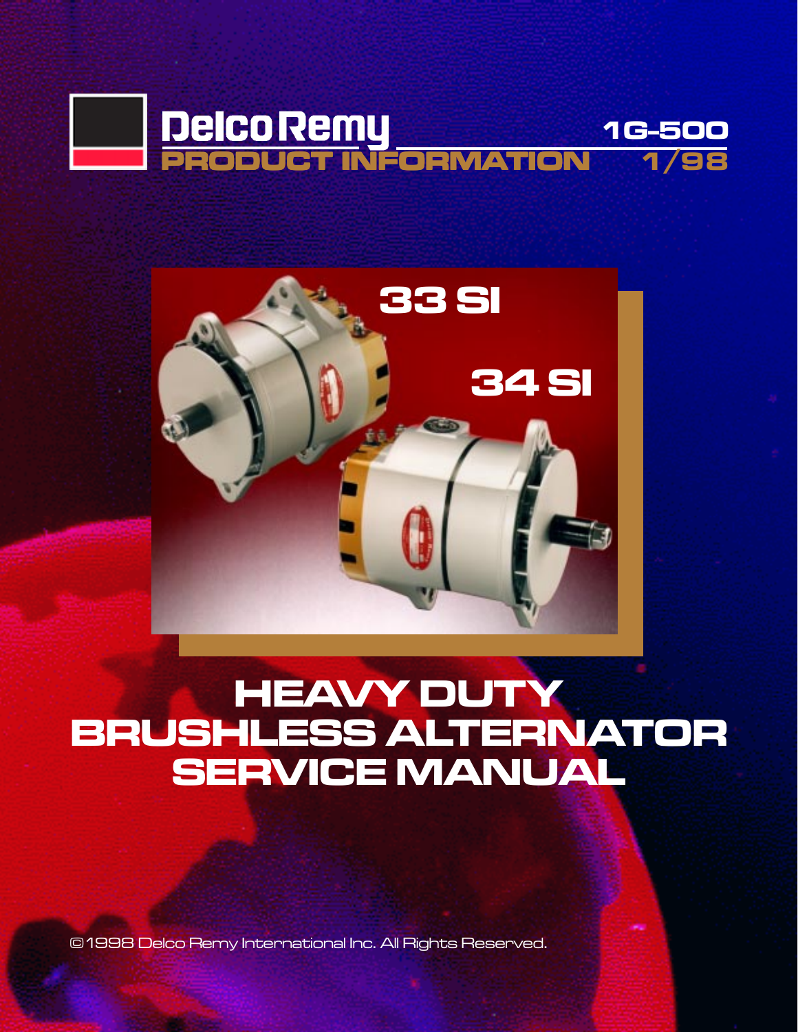Delco Remy
**PRODUCT INFORMATION**

**1G-500**
**1/98**

**33 SI**

**34 SI**

# HEAVY DUTY BRUSHLESS ALTERNATOR SERVICE MANUAL

©1998 Delco Remy International Inc. All Rights Reserved.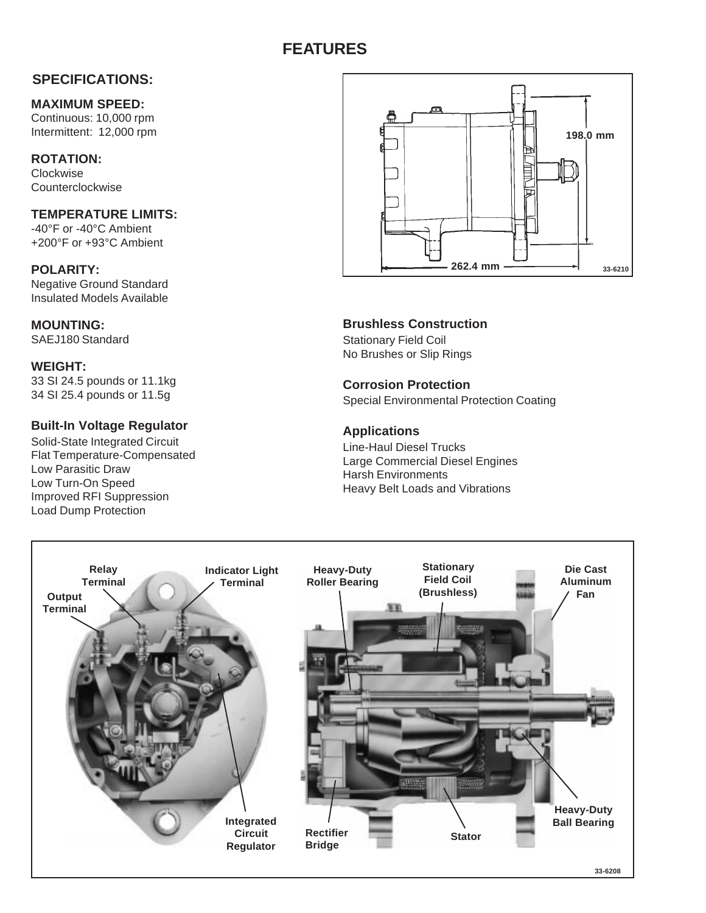# FEATURES

## SPECIFICATIONS:

**MAXIMUM SPEED:**
Continuous: 10,000 rpm
Intermittent: 12,000 rpm

**ROTATION:**
Clockwise
Counterclockwise

**TEMPERATURE LIMITS:**
-40°F or -40°C Ambient
+200°F or +93°C Ambient

**POLARITY:**
Negative Ground Standard
Insulated Models Available

**MOUNTING:**
SAEJ180 Standard

**WEIGHT:**
33 SI 24.5 pounds or 11.1kg
34 SI 25.4 pounds or 11.5g

### Built-In Voltage Regulator

Solid-State Integrated Circuit
Flat Temperature-Compensated
Low Parasitic Draw
Low Turn-On Speed
Improved RFI Suppression
Load Dump Protection

198.0 mm
262.4 mm
33-6210

### Brushless Construction

Stationary Field Coil
No Brushes or Slip Rings

### Corrosion Protection

Special Environmental Protection Coating

### Applications

Line-Haul Diesel Trucks
Large Commercial Diesel Engines
Harsh Environments
Heavy Belt Loads and Vibrations

Relay Terminal
Output Terminal
Indicator Light Terminal
Integrated Circuit Regulator
Heavy-Duty Roller Bearing
Stationary Field Coil (Brushless)
Die Cast Aluminum Fan
Heavy-Duty Ball Bearing
Rectifier Bridge
Stator
33-6208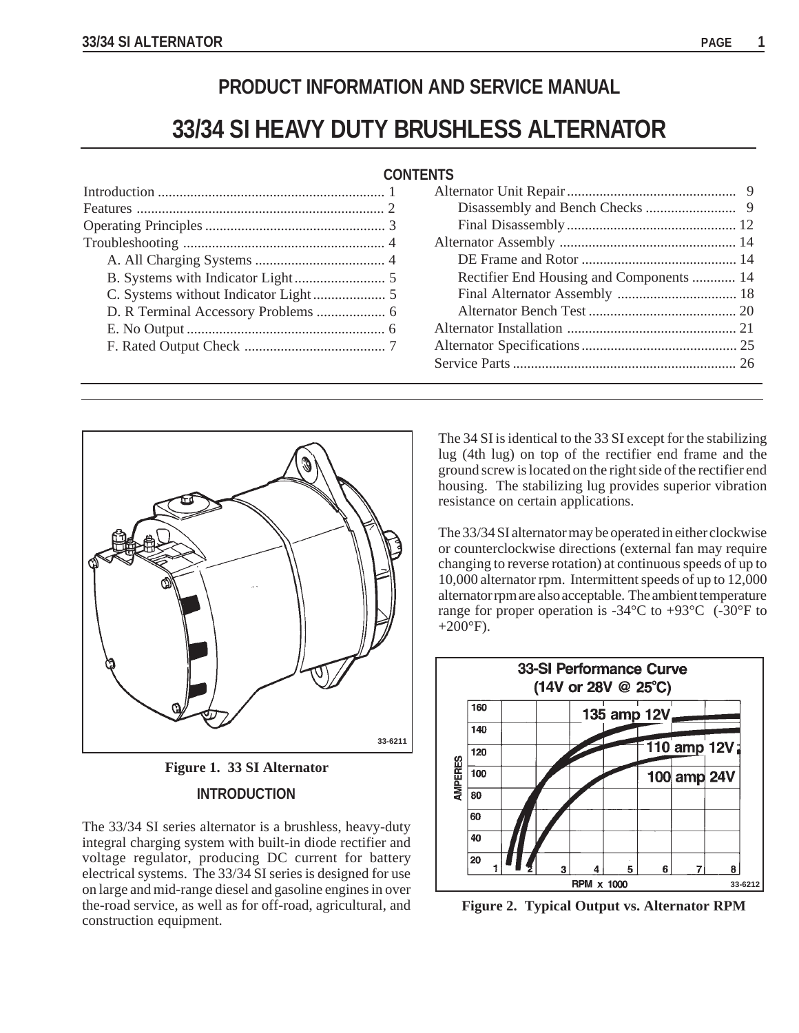# PRODUCT INFORMATION AND SERVICE MANUAL

# 33/34 SI HEAVY DUTY BRUSHLESS ALTERNATOR

## CONTENTS

- Introduction ........ 1
- Features ........ 2
- Operating Principles ........ 3
- Troubleshooting ........ 4
  - A. All Charging Systems ........ 4
  - B. Systems with Indicator Light ........ 5
  - C. Systems without Indicator Light ........ 5
  - D. R Terminal Accessory Problems ........ 6
  - E. No Output ........ 6
  - F. Rated Output Check ........ 7
- Alternator Unit Repair ........ 9
  - Disassembly and Bench Checks ........ 9
  - Final Disassembly ........ 12
- Alternator Assembly ........ 14
  - DE Frame and Rotor ........ 14
  - Rectifier End Housing and Components ........ 14
  - Final Alternator Assembly ........ 18
  - Alternator Bench Test ........ 20
- Alternator Installation ........ 21
- Alternator Specifications ........ 25
- Service Parts ........ 26

**Figure 1. 33 SI Alternator**

## INTRODUCTION

The 33/34 SI series alternator is a brushless, heavy-duty integral charging system with built-in diode rectifier and voltage regulator, producing DC current for battery electrical systems. The 33/34 SI series is designed for use on large and mid-range diesel and gasoline engines in over the-road service, as well as for off-road, agricultural, and construction equipment.

The 34 SI is identical to the 33 SI except for the stabilizing lug (4th lug) on top of the rectifier end frame and the ground screw is located on the right side of the rectifier end housing. The stabilizing lug provides superior vibration resistance on certain applications.

The 33/34 SI alternator may be operated in either clockwise or counterclockwise directions (external fan may require changing to reverse rotation) at continuous speeds of up to 10,000 alternator rpm. Intermittent speeds of up to 12,000 alternator rpm are also acceptable. The ambient temperature range for proper operation is -34°C to +93°C (-30°F to +200°F).

**Figure 2. Typical Output vs. Alternator RPM**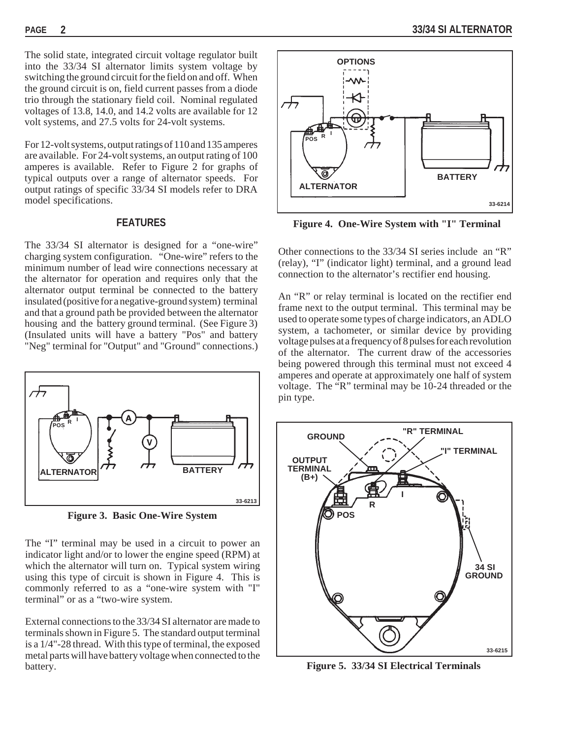The solid state, integrated circuit voltage regulator built into the 33/34 SI alternator limits system voltage by switching the ground circuit for the field on and off. When the ground circuit is on, field current passes from a diode trio through the stationary field coil. Nominal regulated voltages of 13.8, 14.0, and 14.2 volts are available for 12 volt systems, and 27.5 volts for 24-volt systems.

For 12-volt systems, output ratings of 110 and 135 amperes are available. For 24-volt systems, an output rating of 100 amperes is available. Refer to Figure 2 for graphs of typical outputs over a range of alternator speeds. For output ratings of specific 33/34 SI models refer to DRA model specifications.

## FEATURES

The 33/34 SI alternator is designed for a "one-wire" charging system configuration. "One-wire" refers to the minimum number of lead wire connections necessary at the alternator for operation and requires only that the alternator output terminal be connected to the battery insulated (positive for a negative-ground system) terminal and that a ground path be provided between the alternator housing and the battery ground terminal. (See Figure 3) (Insulated units will have a battery "Pos" and battery "Neg" terminal for "Output" and "Ground" connections.)

**Figure 3. Basic One-Wire System**

The "I" terminal may be used in a circuit to power an indicator light and/or to lower the engine speed (RPM) at which the alternator will turn on. Typical system wiring using this type of circuit is shown in Figure 4. This is commonly referred to as a "one-wire system with "I" terminal" or as a "two-wire system.

External connections to the 33/34 SI alternator are made to terminals shown in Figure 5. The standard output terminal is a 1/4"-28 thread. With this type of terminal, the exposed metal parts will have battery voltage when connected to the battery.

**Figure 4. One-Wire System with "I" Terminal**

Other connections to the 33/34 SI series include an "R" (relay), "I" (indicator light) terminal, and a ground lead connection to the alternator's rectifier end housing.

An "R" or relay terminal is located on the rectifier end frame next to the output terminal. This terminal may be used to operate some types of charge indicators, an ADLO system, a tachometer, or similar device by providing voltage pulses at a frequency of 8 pulses for each revolution of the alternator. The current draw of the accessories being powered through this terminal must not exceed 4 amperes and operate at approximately one half of system voltage. The "R" terminal may be 10-24 threaded or the pin type.

**Figure 5. 33/34 SI Electrical Terminals**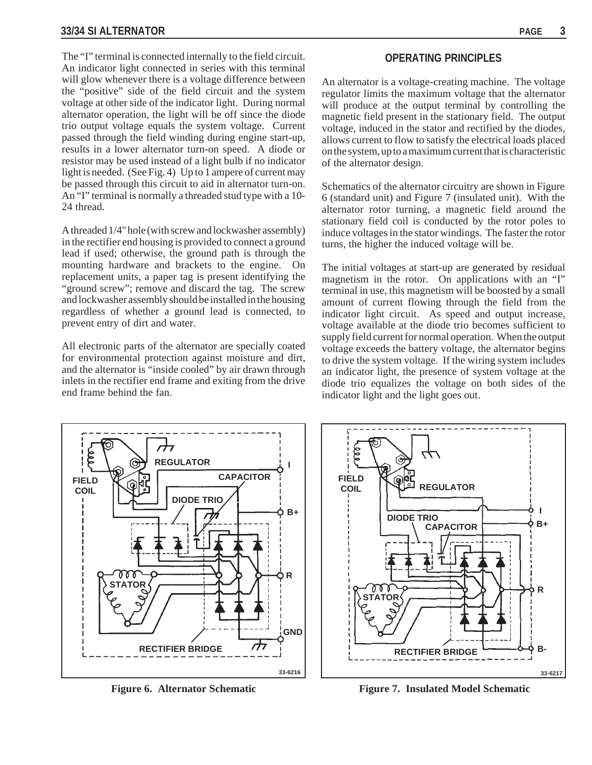The "I" terminal is connected internally to the field circuit. An indicator light connected in series with this terminal will glow whenever there is a voltage difference between the "positive" side of the field circuit and the system voltage at other side of the indicator light. During normal alternator operation, the light will be off since the diode trio output voltage equals the system voltage. Current passed through the field winding during engine start-up, results in a lower alternator turn-on speed. A diode or resistor may be used instead of a light bulb if no indicator light is needed. (See Fig. 4) Up to 1 ampere of current may be passed through this circuit to aid in alternator turn-on. An "I" terminal is normally a threaded stud type with a 10-24 thread.

A threaded 1/4" hole (with screw and lockwasher assembly) in the rectifier end housing is provided to connect a ground lead if used; otherwise, the ground path is through the mounting hardware and brackets to the engine. On replacement units, a paper tag is present identifying the "ground screw"; remove and discard the tag. The screw and lockwasher assembly should be installed in the housing regardless of whether a ground lead is connected, to prevent entry of dirt and water.

All electronic parts of the alternator are specially coated for environmental protection against moisture and dirt, and the alternator is "inside cooled" by air drawn through inlets in the rectifier end frame and exiting from the drive end frame behind the fan.

## OPERATING PRINCIPLES

An alternator is a voltage-creating machine. The voltage regulator limits the maximum voltage that the alternator will produce at the output terminal by controlling the magnetic field present in the stationary field. The output voltage, induced in the stator and rectified by the diodes, allows current to flow to satisfy the electrical loads placed on the system, up to a maximum current that is characteristic of the alternator design.

Schematics of the alternator circuitry are shown in Figure 6 (standard unit) and Figure 7 (insulated unit). With the alternator rotor turning, a magnetic field around the stationary field coil is conducted by the rotor poles to induce voltages in the stator windings. The faster the rotor turns, the higher the induced voltage will be.

The initial voltages at start-up are generated by residual magnetism in the rotor. On applications with an "I" terminal in use, this magnetism will be boosted by a small amount of current flowing through the field from the indicator light circuit. As speed and output increase, voltage available at the diode trio becomes sufficient to supply field current for normal operation. When the output voltage exceeds the battery voltage, the alternator begins to drive the system voltage. If the wiring system includes an indicator light, the presence of system voltage at the diode trio equalizes the voltage on both sides of the indicator light and the light goes out.

**Figure 6. Alternator Schematic**

**Figure 7. Insulated Model Schematic**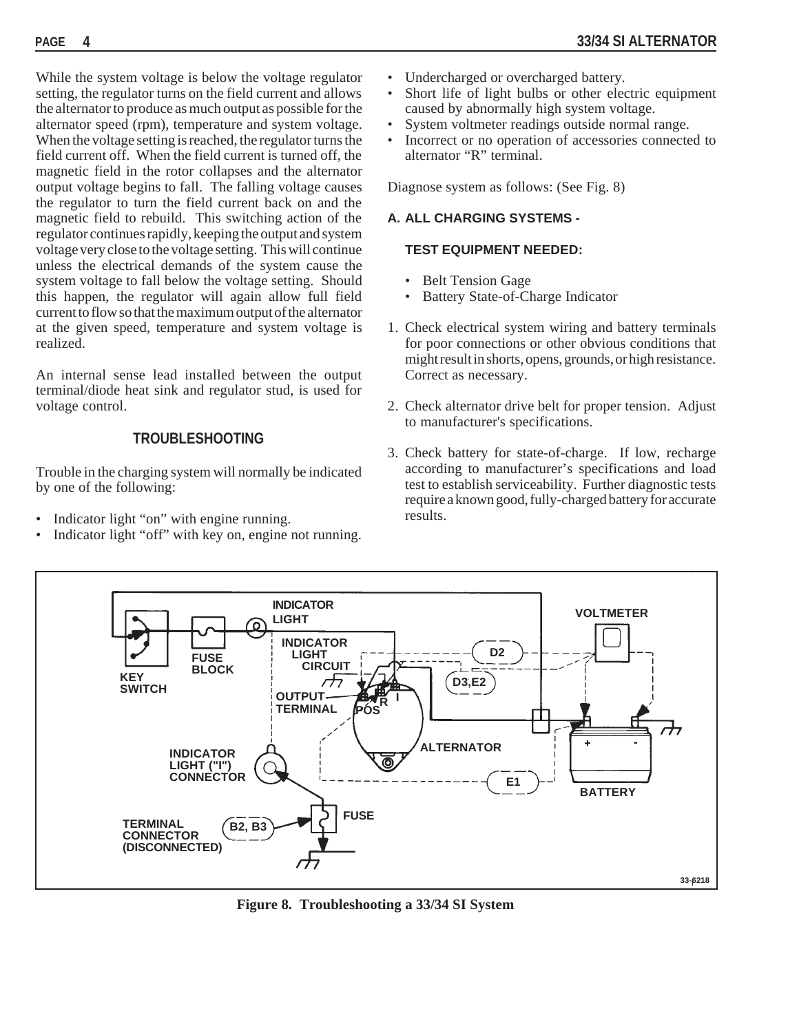While the system voltage is below the voltage regulator setting, the regulator turns on the field current and allows the alternator to produce as much output as possible for the alternator speed (rpm), temperature and system voltage. When the voltage setting is reached, the regulator turns the field current off. When the field current is turned off, the magnetic field in the rotor collapses and the alternator output voltage begins to fall. The falling voltage causes the regulator to turn the field current back on and the magnetic field to rebuild. This switching action of the regulator continues rapidly, keeping the output and system voltage very close to the voltage setting. This will continue unless the electrical demands of the system cause the system voltage to fall below the voltage setting. Should this happen, the regulator will again allow full field current to flow so that the maximum output of the alternator at the given speed, temperature and system voltage is realized.

An internal sense lead installed between the output terminal/diode heat sink and regulator stud, is used for voltage control.

## TROUBLESHOOTING

Trouble in the charging system will normally be indicated by one of the following:

- Indicator light "on" with engine running.
- Indicator light "off" with key on, engine not running.
- Undercharged or overcharged battery.
- Short life of light bulbs or other electric equipment caused by abnormally high system voltage.
- System voltmeter readings outside normal range.
- Incorrect or no operation of accessories connected to alternator "R" terminal.

Diagnose system as follows: (See Fig. 8)

### A. ALL CHARGING SYSTEMS -

**TEST EQUIPMENT NEEDED:**

- Belt Tension Gage
- Battery State-of-Charge Indicator

1. Check electrical system wiring and battery terminals for poor connections or other obvious conditions that might result in shorts, opens, grounds, or high resistance. Correct as necessary.
2. Check alternator drive belt for proper tension. Adjust to manufacturer's specifications.
3. Check battery for state-of-charge. If low, recharge according to manufacturer's specifications and load test to establish serviceability. Further diagnostic tests require a known good, fully-charged battery for accurate results.

**Figure 8. Troubleshooting a 33/34 SI System**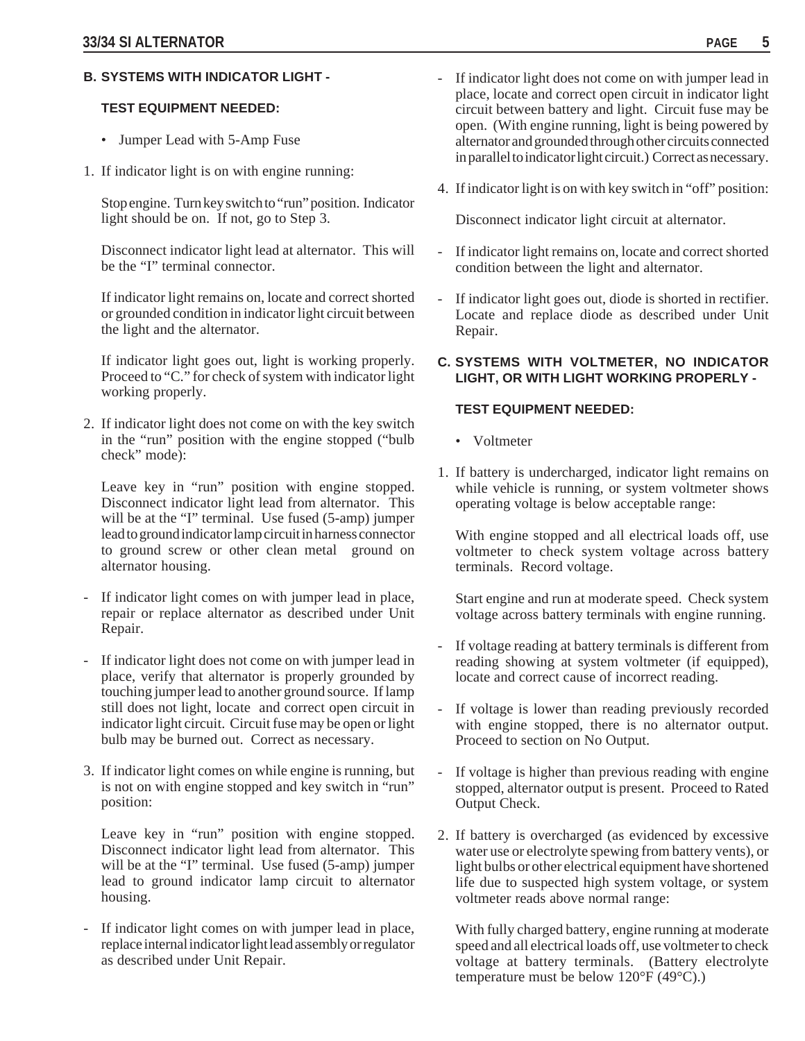### B. SYSTEMS WITH INDICATOR LIGHT -

**TEST EQUIPMENT NEEDED:**

- Jumper Lead with 5-Amp Fuse

1. If indicator light is on with engine running:

   Stop engine. Turn key switch to "run" position. Indicator light should be on. If not, go to Step 3.

   Disconnect indicator light lead at alternator. This will be the "I" terminal connector.

   If indicator light remains on, locate and correct shorted or grounded condition in indicator light circuit between the light and the alternator.

   If indicator light goes out, light is working properly. Proceed to "C." for check of system with indicator light working properly.

2. If indicator light does not come on with the key switch in the "run" position with the engine stopped ("bulb check" mode):

   Leave key in "run" position with engine stopped. Disconnect indicator light lead from alternator. This will be at the "I" terminal. Use fused (5-amp) jumper lead to ground indicator lamp circuit in harness connector to ground screw or other clean metal ground on alternator housing.

- If indicator light comes on with jumper lead in place, repair or replace alternator as described under Unit Repair.
- If indicator light does not come on with jumper lead in place, verify that alternator is properly grounded by touching jumper lead to another ground source. If lamp still does not light, locate and correct open circuit in indicator light circuit. Circuit fuse may be open or light bulb may be burned out. Correct as necessary.

3. If indicator light comes on while engine is running, but is not on with engine stopped and key switch in "run" position:

   Leave key in "run" position with engine stopped. Disconnect indicator light lead from alternator. This will be at the "I" terminal. Use fused (5-amp) jumper lead to ground indicator lamp circuit to alternator housing.

- If indicator light comes on with jumper lead in place, replace internal indicator light lead assembly or regulator as described under Unit Repair.
- If indicator light does not come on with jumper lead in place, locate and correct open circuit in indicator light circuit between battery and light. Circuit fuse may be open. (With engine running, light is being powered by alternator and grounded through other circuits connected in parallel to indicator light circuit.) Correct as necessary.

4. If indicator light is on with key switch in "off" position:

   Disconnect indicator light circuit at alternator.

- If indicator light remains on, locate and correct shorted condition between the light and alternator.
- If indicator light goes out, diode is shorted in rectifier. Locate and replace diode as described under Unit Repair.

### C. SYSTEMS WITH VOLTMETER, NO INDICATOR LIGHT, OR WITH LIGHT WORKING PROPERLY -

**TEST EQUIPMENT NEEDED:**

- Voltmeter

1. If battery is undercharged, indicator light remains on while vehicle is running, or system voltmeter shows operating voltage is below acceptable range:

   With engine stopped and all electrical loads off, use voltmeter to check system voltage across battery terminals. Record voltage.

   Start engine and run at moderate speed. Check system voltage across battery terminals with engine running.

- If voltage reading at battery terminals is different from reading showing at system voltmeter (if equipped), locate and correct cause of incorrect reading.
- If voltage is lower than reading previously recorded with engine stopped, there is no alternator output. Proceed to section on No Output.
- If voltage is higher than previous reading with engine stopped, alternator output is present. Proceed to Rated Output Check.

2. If battery is overcharged (as evidenced by excessive water use or electrolyte spewing from battery vents), or light bulbs or other electrical equipment have shortened life due to suspected high system voltage, or system voltmeter reads above normal range:

   With fully charged battery, engine running at moderate speed and all electrical loads off, use voltmeter to check voltage at battery terminals. (Battery electrolyte temperature must be below 120°F (49°C).)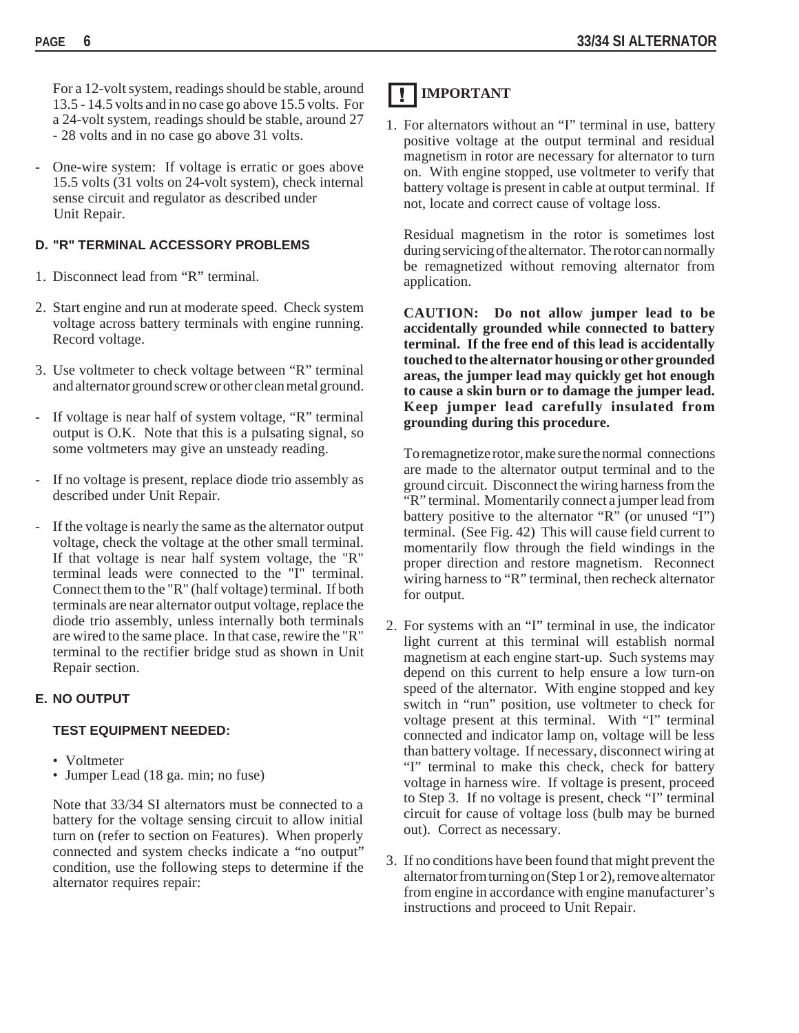For a 12-volt system, readings should be stable, around 13.5 - 14.5 volts and in no case go above 15.5 volts. For a 24-volt system, readings should be stable, around 27 - 28 volts and in no case go above 31 volts.

- One-wire system: If voltage is erratic or goes above 15.5 volts (31 volts on 24-volt system), check internal sense circuit and regulator as described under Unit Repair.

#### D. "R" TERMINAL ACCESSORY PROBLEMS

1. Disconnect lead from "R" terminal.

2. Start engine and run at moderate speed. Check system voltage across battery terminals with engine running. Record voltage.

3. Use voltmeter to check voltage between "R" terminal and alternator ground screw or other clean metal ground.

- If voltage is near half of system voltage, "R" terminal output is O.K. Note that this is a pulsating signal, so some voltmeters may give an unsteady reading.

- If no voltage is present, replace diode trio assembly as described under Unit Repair.

- If the voltage is nearly the same as the alternator output voltage, check the voltage at the other small terminal. If that voltage is near half system voltage, the "R" terminal leads were connected to the "I" terminal. Connect them to the "R" (half voltage) terminal. If both terminals are near alternator output voltage, replace the diode trio assembly, unless internally both terminals are wired to the same place. In that case, rewire the "R" terminal to the rectifier bridge stud as shown in Unit Repair section.

#### E. NO OUTPUT

**TEST EQUIPMENT NEEDED:**

- Voltmeter
- Jumper Lead (18 ga. min; no fuse)

Note that 33/34 SI alternators must be connected to a battery for the voltage sensing circuit to allow initial turn on (refer to section on Features). When properly connected and system checks indicate a "no output" condition, use the following steps to determine if the alternator requires repair:

### ! IMPORTANT

1. For alternators without an "I" terminal in use, battery positive voltage at the output terminal and residual magnetism in rotor are necessary for alternator to turn on. With engine stopped, use voltmeter to verify that battery voltage is present in cable at output terminal. If not, locate and correct cause of voltage loss.

   Residual magnetism in the rotor is sometimes lost during servicing of the alternator. The rotor can normally be remagnetized without removing alternator from application.

   **CAUTION: Do not allow jumper lead to be accidentally grounded while connected to battery terminal. If the free end of this lead is accidentally touched to the alternator housing or other grounded areas, the jumper lead may quickly get hot enough to cause a skin burn or to damage the jumper lead. Keep jumper lead carefully insulated from grounding during this procedure.**

   To remagnetize rotor, make sure the normal connections are made to the alternator output terminal and to the ground circuit. Disconnect the wiring harness from the "R" terminal. Momentarily connect a jumper lead from battery positive to the alternator "R" (or unused "I") terminal. (See Fig. 42) This will cause field current to momentarily flow through the field windings in the proper direction and restore magnetism. Reconnect wiring harness to "R" terminal, then recheck alternator for output.

2. For systems with an "I" terminal in use, the indicator light current at this terminal will establish normal magnetism at each engine start-up. Such systems may depend on this current to help ensure a low turn-on speed of the alternator. With engine stopped and key switch in "run" position, use voltmeter to check for voltage present at this terminal. With "I" terminal connected and indicator lamp on, voltage will be less than battery voltage. If necessary, disconnect wiring at "I" terminal to make this check, check for battery voltage in harness wire. If voltage is present, proceed to Step 3. If no voltage is present, check "I" terminal circuit for cause of voltage loss (bulb may be burned out). Correct as necessary.

3. If no conditions have been found that might prevent the alternator from turning on (Step 1 or 2), remove alternator from engine in accordance with engine manufacturer's instructions and proceed to Unit Repair.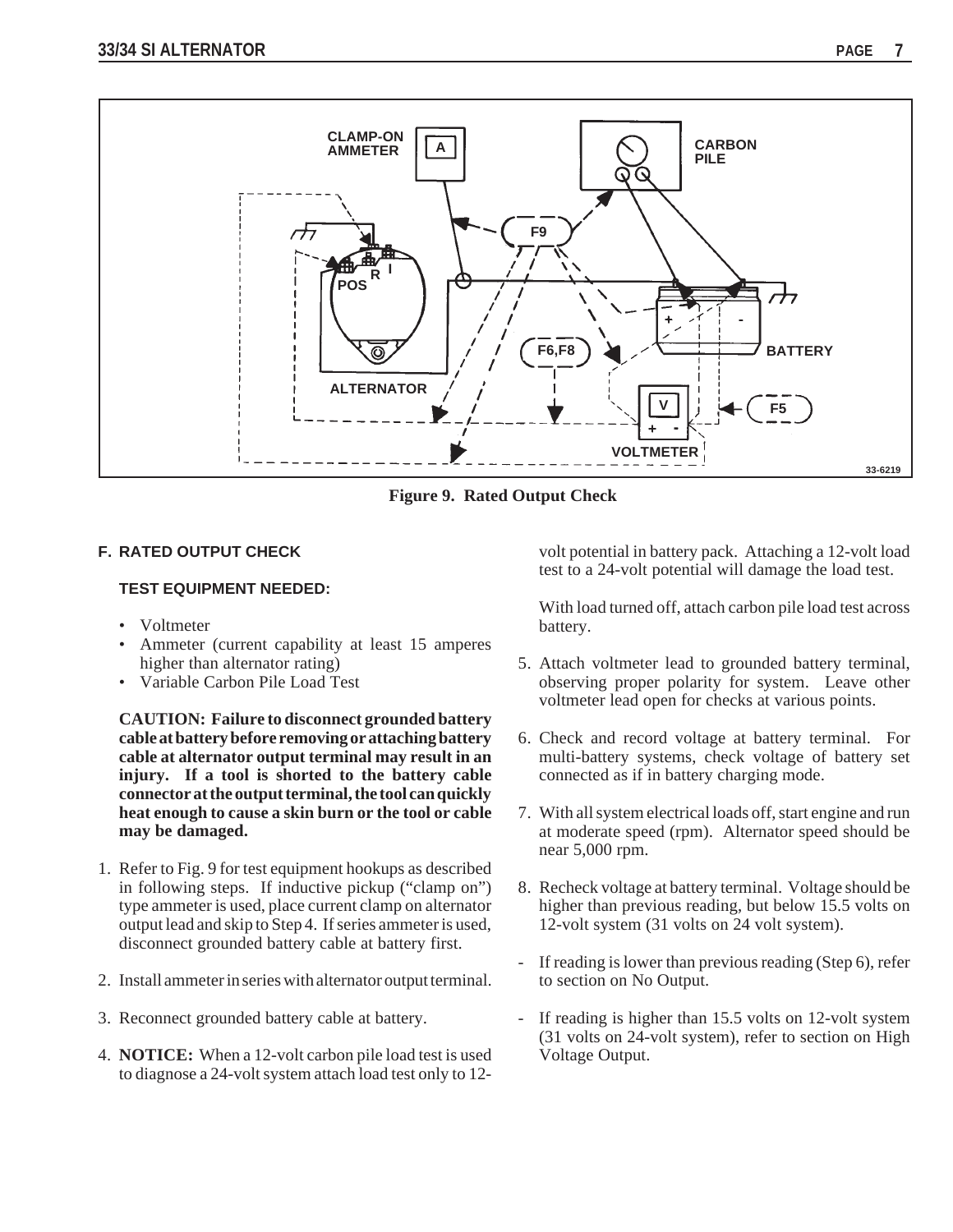Figure 9. Rated Output Check

## F. RATED OUTPUT CHECK

### TEST EQUIPMENT NEEDED:

- Voltmeter
- Ammeter (current capability at least 15 amperes higher than alternator rating)
- Variable Carbon Pile Load Test

**CAUTION: Failure to disconnect grounded battery cable at battery before removing or attaching battery cable at alternator output terminal may result in an injury. If a tool is shorted to the battery cable connector at the output terminal, the tool can quickly heat enough to cause a skin burn or the tool or cable may be damaged.**

1. Refer to Fig. 9 for test equipment hookups as described in following steps. If inductive pickup ("clamp on") type ammeter is used, place current clamp on alternator output lead and skip to Step 4. If series ammeter is used, disconnect grounded battery cable at battery first.

2. Install ammeter in series with alternator output terminal.

3. Reconnect grounded battery cable at battery.

4. **NOTICE:** When a 12-volt carbon pile load test is used to diagnose a 24-volt system attach load test only to 12-volt potential in battery pack. Attaching a 12-volt load test to a 24-volt potential will damage the load test.

   With load turned off, attach carbon pile load test across battery.

5. Attach voltmeter lead to grounded battery terminal, observing proper polarity for system. Leave other voltmeter lead open for checks at various points.

6. Check and record voltage at battery terminal. For multi-battery systems, check voltage of battery set connected as if in battery charging mode.

7. With all system electrical loads off, start engine and run at moderate speed (rpm). Alternator speed should be near 5,000 rpm.

8. Recheck voltage at battery terminal. Voltage should be higher than previous reading, but below 15.5 volts on 12-volt system (31 volts on 24 volt system).

- If reading is lower than previous reading (Step 6), refer to section on No Output.

- If reading is higher than 15.5 volts on 12-volt system (31 volts on 24-volt system), refer to section on High Voltage Output.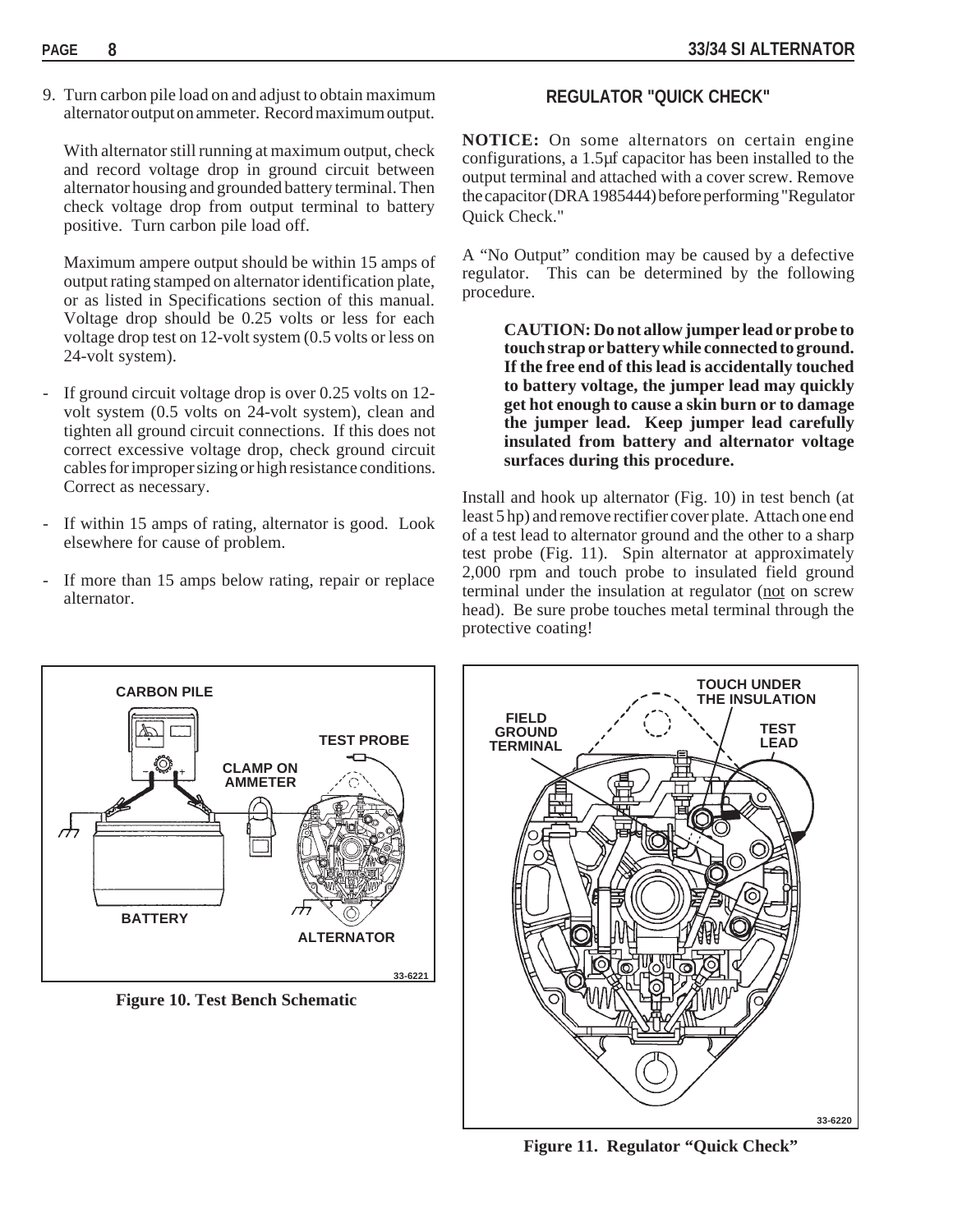9. Turn carbon pile load on and adjust to obtain maximum alternator output on ammeter. Record maximum output.

   With alternator still running at maximum output, check and record voltage drop in ground circuit between alternator housing and grounded battery terminal. Then check voltage drop from output terminal to battery positive. Turn carbon pile load off.

   Maximum ampere output should be within 15 amps of output rating stamped on alternator identification plate, or as listed in Specifications section of this manual. Voltage drop should be 0.25 volts or less for each voltage drop test on 12-volt system (0.5 volts or less on 24-volt system).

- If ground circuit voltage drop is over 0.25 volts on 12-volt system (0.5 volts on 24-volt system), clean and tighten all ground circuit connections. If this does not correct excessive voltage drop, check ground circuit cables for improper sizing or high resistance conditions. Correct as necessary.
- If within 15 amps of rating, alternator is good. Look elsewhere for cause of problem.
- If more than 15 amps below rating, repair or replace alternator.

**Figure 10. Test Bench Schematic**

## REGULATOR "QUICK CHECK"

**NOTICE:** On some alternators on certain engine configurations, a 1.5µf capacitor has been installed to the output terminal and attached with a cover screw. Remove the capacitor (DRA 1985444) before performing "Regulator Quick Check."

A "No Output" condition may be caused by a defective regulator. This can be determined by the following procedure.

> **CAUTION: Do not allow jumper lead or probe to touch strap or battery while connected to ground. If the free end of this lead is accidentally touched to battery voltage, the jumper lead may quickly get hot enough to cause a skin burn or to damage the jumper lead. Keep jumper lead carefully insulated from battery and alternator voltage surfaces during this procedure.**

Install and hook up alternator (Fig. 10) in test bench (at least 5 hp) and remove rectifier cover plate. Attach one end of a test lead to alternator ground and the other to a sharp test probe (Fig. 11). Spin alternator at approximately 2,000 rpm and touch probe to insulated field ground terminal under the insulation at regulator (not on screw head). Be sure probe touches metal terminal through the protective coating!

**Figure 11. Regulator "Quick Check"**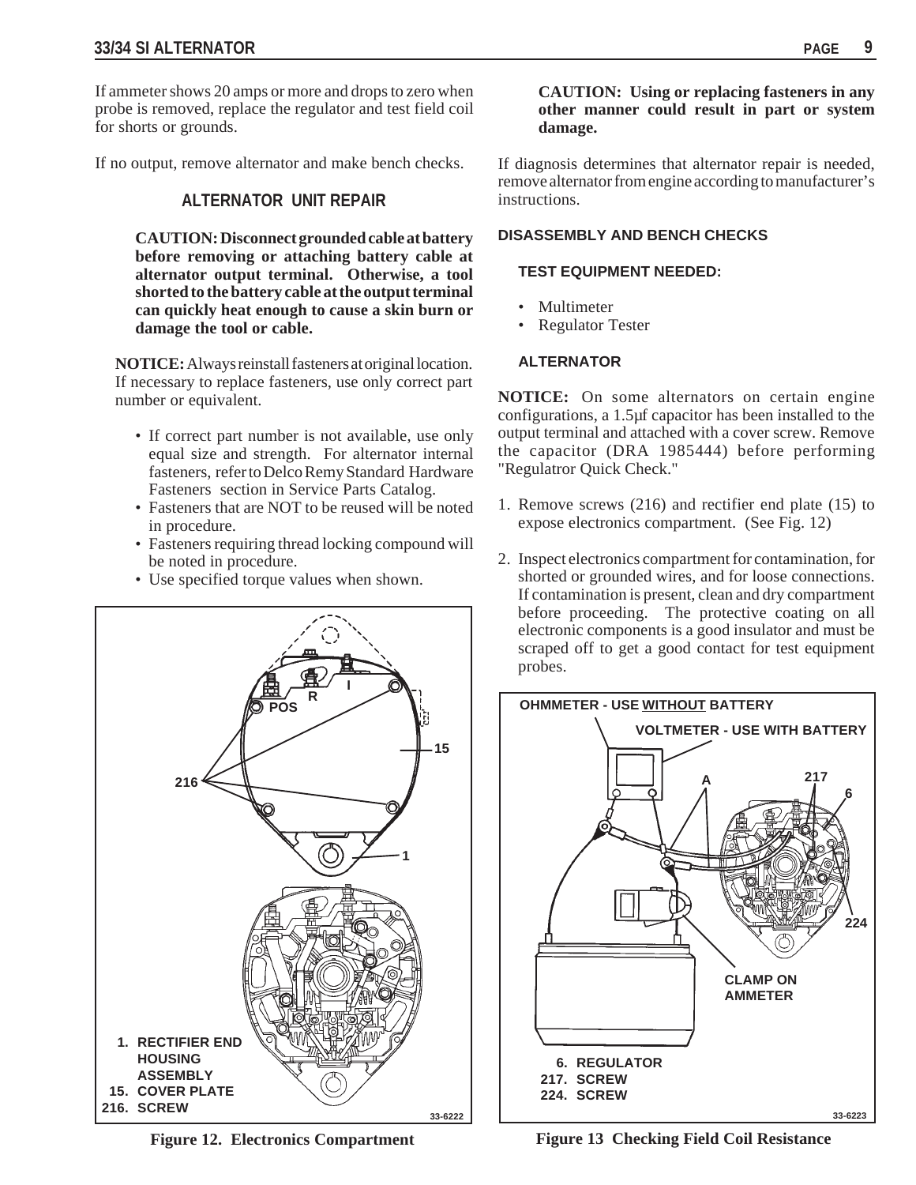If ammeter shows 20 amps or more and drops to zero when probe is removed, replace the regulator and test field coil for shorts or grounds.

If no output, remove alternator and make bench checks.

## ALTERNATOR UNIT REPAIR

**CAUTION: Disconnect grounded cable at battery before removing or attaching battery cable at alternator output terminal. Otherwise, a tool shorted to the battery cable at the output terminal can quickly heat enough to cause a skin burn or damage the tool or cable.**

**NOTICE:** Always reinstall fasteners at original location. If necessary to replace fasteners, use only correct part number or equivalent.

- If correct part number is not available, use only equal size and strength. For alternator internal fasteners, refer to Delco Remy Standard Hardware Fasteners section in Service Parts Catalog.
- Fasteners that are NOT to be reused will be noted in procedure.
- Fasteners requiring thread locking compound will be noted in procedure.
- Use specified torque values when shown.

1. RECTIFIER END HOUSING ASSEMBLY
15. COVER PLATE
216. SCREW

Figure 12. Electronics Compartment

**CAUTION: Using or replacing fasteners in any other manner could result in part or system damage.**

If diagnosis determines that alternator repair is needed, remove alternator from engine according to manufacturer's instructions.

### DISASSEMBLY AND BENCH CHECKS

#### TEST EQUIPMENT NEEDED:

- Multimeter
- Regulator Tester

#### ALTERNATOR

**NOTICE:** On some alternators on certain engine configurations, a 1.5μf capacitor has been installed to the output terminal and attached with a cover screw. Remove the capacitor (DRA 1985444) before performing "Regulatror Quick Check."

1. Remove screws (216) and rectifier end plate (15) to expose electronics compartment. (See Fig. 12)
2. Inspect electronics compartment for contamination, for shorted or grounded wires, and for loose connections. If contamination is present, clean and dry compartment before proceeding. The protective coating on all electronic components is a good insulator and must be scraped off to get a good contact for test equipment probes.

6. REGULATOR
217. SCREW
224. SCREW

Figure 13 Checking Field Coil Resistance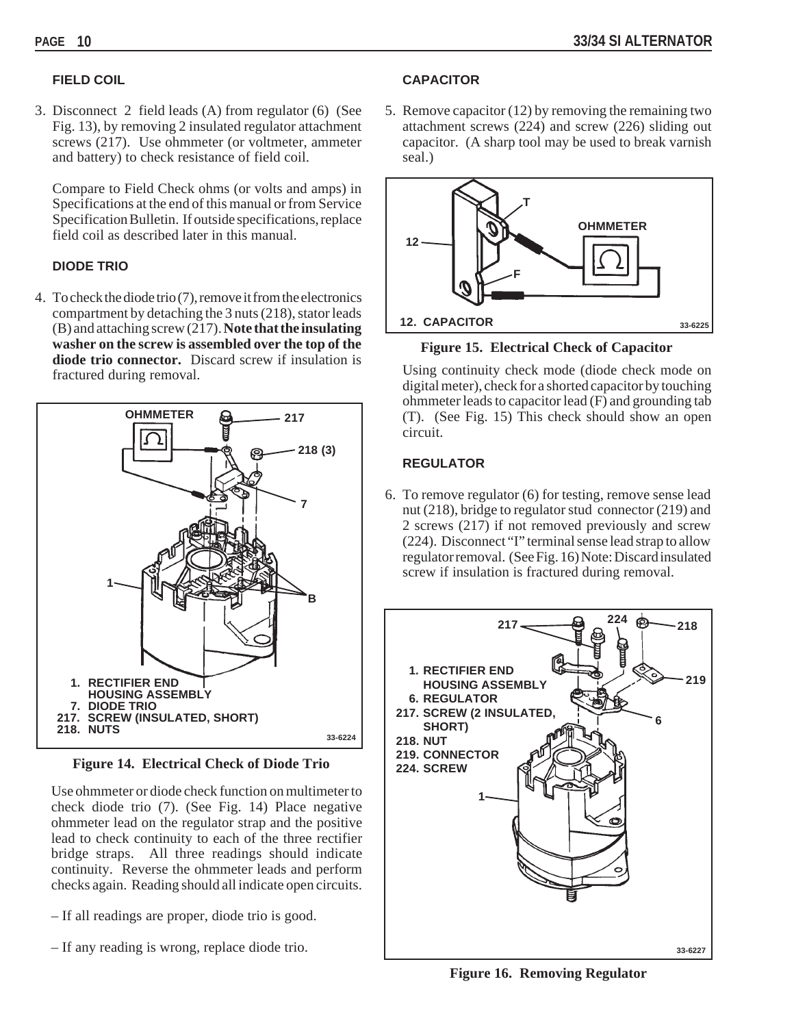### FIELD COIL

3. Disconnect 2 field leads (A) from regulator (6) (See Fig. 13), by removing 2 insulated regulator attachment screws (217). Use ohmmeter (or voltmeter, ammeter and battery) to check resistance of field coil.

   Compare to Field Check ohms (or volts and amps) in Specifications at the end of this manual or from Service Specification Bulletin. If outside specifications, replace field coil as described later in this manual.

### DIODE TRIO

4. To check the diode trio (7), remove it from the electronics compartment by detaching the 3 nuts (218), stator leads (B) and attaching screw (217). **Note that the insulating washer on the screw is assembled over the top of the diode trio connector.** Discard screw if insulation is fractured during removal.

1. RECTIFIER END HOUSING ASSEMBLY
7. DIODE TRIO
217. SCREW (INSULATED, SHORT)
218. NUTS

**Figure 14. Electrical Check of Diode Trio**

Use ohmmeter or diode check function on multimeter to check diode trio (7). (See Fig. 14) Place negative ohmmeter lead on the regulator strap and the positive lead to check continuity to each of the three rectifier bridge straps. All three readings should indicate continuity. Reverse the ohmmeter leads and perform checks again. Reading should all indicate open circuits.

– If all readings are proper, diode trio is good.

– If any reading is wrong, replace diode trio.

### CAPACITOR

5. Remove capacitor (12) by removing the remaining two attachment screws (224) and screw (226) sliding out capacitor. (A sharp tool may be used to break varnish seal.)

12. CAPACITOR

**Figure 15. Electrical Check of Capacitor**

Using continuity check mode (diode check mode on digital meter), check for a shorted capacitor by touching ohmmeter leads to capacitor lead (F) and grounding tab (T). (See Fig. 15) This check should show an open circuit.

### REGULATOR

6. To remove regulator (6) for testing, remove sense lead nut (218), bridge to regulator stud connector (219) and 2 screws (217) if not removed previously and screw (224). Disconnect "I" terminal sense lead strap to allow regulator removal. (See Fig. 16) Note: Discard insulated screw if insulation is fractured during removal.

1. RECTIFIER END HOUSING ASSEMBLY
6. REGULATOR
217. SCREW (2 INSULATED, SHORT)
218. NUT
219. CONNECTOR
224. SCREW

**Figure 16. Removing Regulator**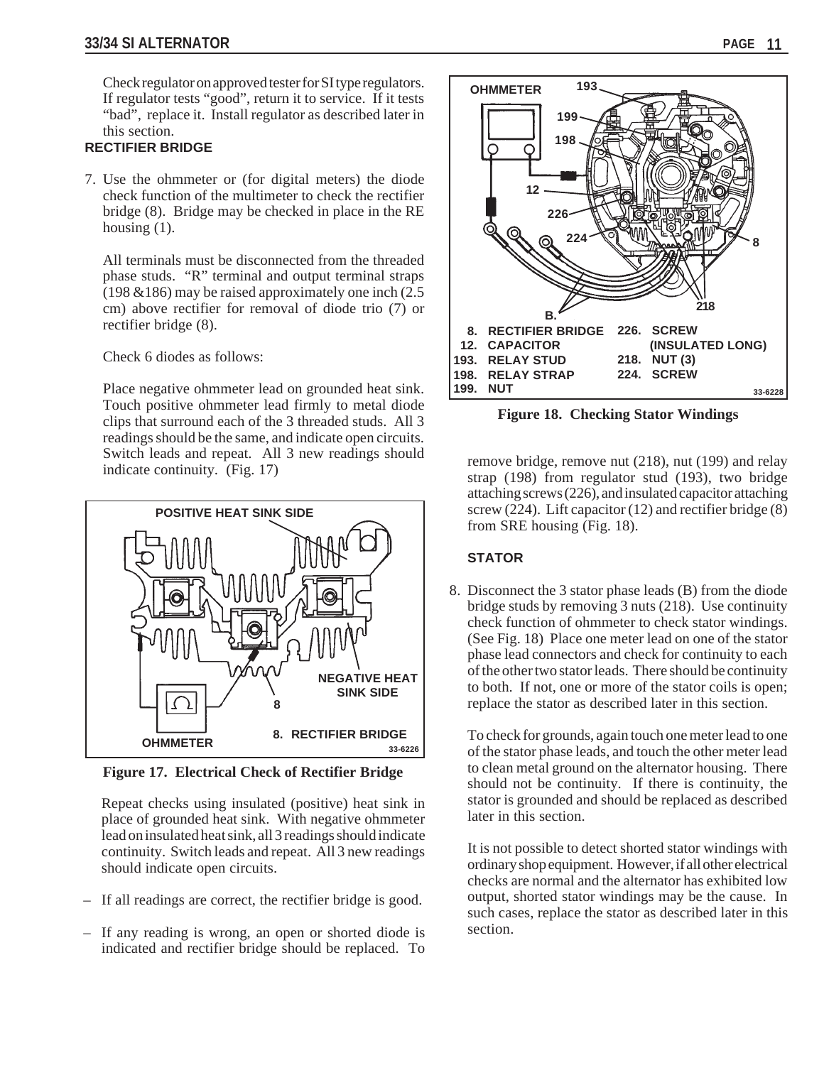Check regulator on approved tester for SI type regulators. If regulator tests "good", return it to service. If it tests "bad", replace it. Install regulator as described later in this section.

**RECTIFIER BRIDGE**

7. Use the ohmmeter or (for digital meters) the diode check function of the multimeter to check the rectifier bridge (8). Bridge may be checked in place in the RE housing (1).

   All terminals must be disconnected from the threaded phase studs. "R" terminal and output terminal straps (198 &186) may be raised approximately one inch (2.5 cm) above rectifier for removal of diode trio (7) or rectifier bridge (8).

   Check 6 diodes as follows:

   Place negative ohmmeter lead on grounded heat sink. Touch positive ohmmeter lead firmly to metal diode clips that surround each of the 3 threaded studs. All 3 readings should be the same, and indicate open circuits. Switch leads and repeat. All 3 new readings should indicate continuity. (Fig. 17)

**Figure 17. Electrical Check of Rectifier Bridge**

   Repeat checks using insulated (positive) heat sink in place of grounded heat sink. With negative ohmmeter lead on insulated heat sink, all 3 readings should indicate continuity. Switch leads and repeat. All 3 new readings should indicate open circuits.

– If all readings are correct, the rectifier bridge is good.

– If any reading is wrong, an open or shorted diode is indicated and rectifier bridge should be replaced. To remove bridge, remove nut (218), nut (199) and relay strap (198) from regulator stud (193), two bridge attaching screws (226), and insulated capacitor attaching screw (224). Lift capacitor (12) and rectifier bridge (8) from SRE housing (Fig. 18).

**Figure 18. Checking Stator Windings**

**STATOR**

8. Disconnect the 3 stator phase leads (B) from the diode bridge studs by removing 3 nuts (218). Use continuity check function of ohmmeter to check stator windings. (See Fig. 18) Place one meter lead on one of the stator phase lead connectors and check for continuity to each of the other two stator leads. There should be continuity to both. If not, one or more of the stator coils is open; replace the stator as described later in this section.

   To check for grounds, again touch one meter lead to one of the stator phase leads, and touch the other meter lead to clean metal ground on the alternator housing. There should not be continuity. If there is continuity, the stator is grounded and should be replaced as described later in this section.

   It is not possible to detect shorted stator windings with ordinary shop equipment. However, if all other electrical checks are normal and the alternator has exhibited low output, shorted stator windings may be the cause. In such cases, replace the stator as described later in this section.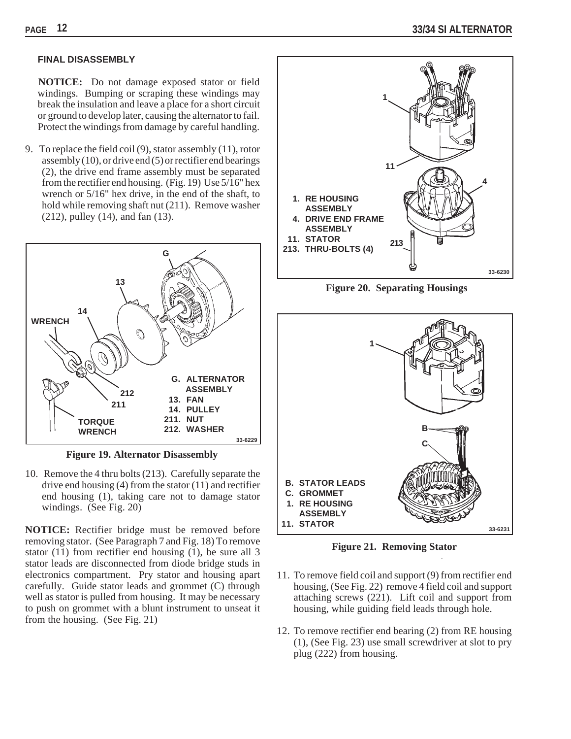### FINAL DISASSEMBLY

**NOTICE:** Do not damage exposed stator or field windings. Bumping or scraping these windings may break the insulation and leave a place for a short circuit or ground to develop later, causing the alternator to fail. Protect the windings from damage by careful handling.

9. To replace the field coil (9), stator assembly (11), rotor assembly (10), or drive end (5) or rectifier end bearings (2), the drive end frame assembly must be separated from the rectifier end housing. (Fig. 19) Use 5/16" hex wrench or 5/16" hex drive, in the end of the shaft, to hold while removing shaft nut (211). Remove washer (212), pulley (14), and fan (13).

G. ALTERNATOR ASSEMBLY
13. FAN
14. PULLEY
211. NUT
212. WASHER

**Figure 19. Alternator Disassembly**

10. Remove the 4 thru bolts (213). Carefully separate the drive end housing (4) from the stator (11) and rectifier end housing (1), taking care not to damage stator windings. (See Fig. 20)

**NOTICE:** Rectifier bridge must be removed before removing stator. (See Paragraph 7 and Fig. 18) To remove stator (11) from rectifier end housing (1), be sure all 3 stator leads are disconnected from diode bridge studs in electronics compartment. Pry stator and housing apart carefully. Guide stator leads and grommet (C) through well as stator is pulled from housing. It may be necessary to push on grommet with a blunt instrument to unseat it from the housing. (See Fig. 21)

1. RE HOUSING ASSEMBLY
4. DRIVE END FRAME ASSEMBLY
11. STATOR
213. THRU-BOLTS (4)

**Figure 20. Separating Housings**

B. STATOR LEADS
C. GROMMET
1. RE HOUSING ASSEMBLY
11. STATOR

**Figure 21. Removing Stator**

11. To remove field coil and support (9) from rectifier end housing, (See Fig. 22) remove 4 field coil and support attaching screws (221). Lift coil and support from housing, while guiding field leads through hole.

12. To remove rectifier end bearing (2) from RE housing (1), (See Fig. 23) use small screwdriver at slot to pry plug (222) from housing.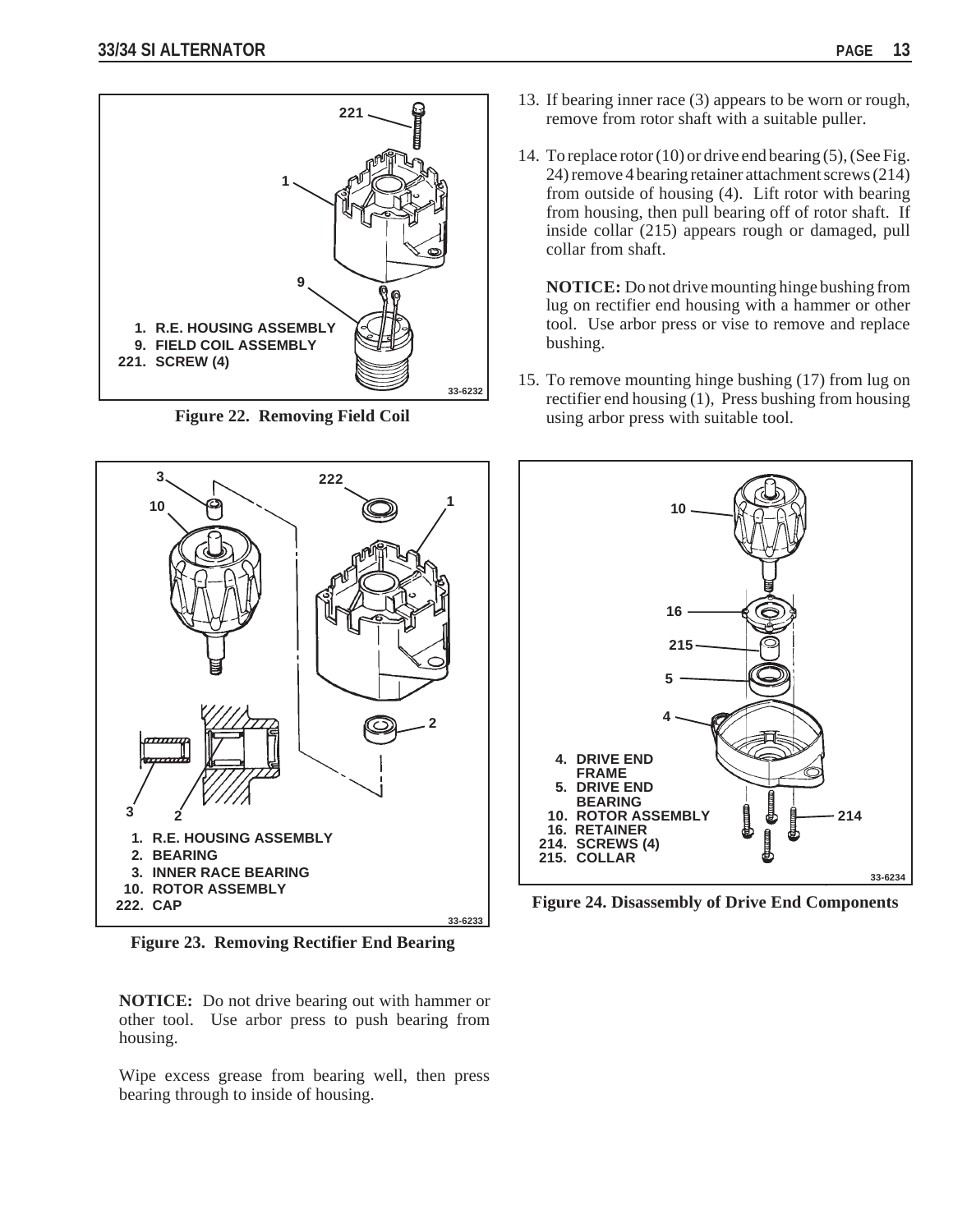**Figure 22. Removing Field Coil**

1. R.E. HOUSING ASSEMBLY
9. FIELD COIL ASSEMBLY
221. SCREW (4)

**Figure 23. Removing Rectifier End Bearing**

1. R.E. HOUSING ASSEMBLY
2. BEARING
3. INNER RACE BEARING
10. ROTOR ASSEMBLY
222. CAP

**NOTICE:** Do not drive bearing out with hammer or other tool. Use arbor press to push bearing from housing.

Wipe excess grease from bearing well, then press bearing through to inside of housing.

13. If bearing inner race (3) appears to be worn or rough, remove from rotor shaft with a suitable puller.

14. To replace rotor (10) or drive end bearing (5), (See Fig. 24) remove 4 bearing retainer attachment screws (214) from outside of housing (4). Lift rotor with bearing from housing, then pull bearing off of rotor shaft. If inside collar (215) appears rough or damaged, pull collar from shaft.

    **NOTICE:** Do not drive mounting hinge bushing from lug on rectifier end housing with a hammer or other tool. Use arbor press or vise to remove and replace bushing.

15. To remove mounting hinge bushing (17) from lug on rectifier end housing (1), Press bushing from housing using arbor press with suitable tool.

**Figure 24. Disassembly of Drive End Components**

4. DRIVE END FRAME
5. DRIVE END BEARING
10. ROTOR ASSEMBLY
16. RETAINER
214. SCREWS (4)
215. COLLAR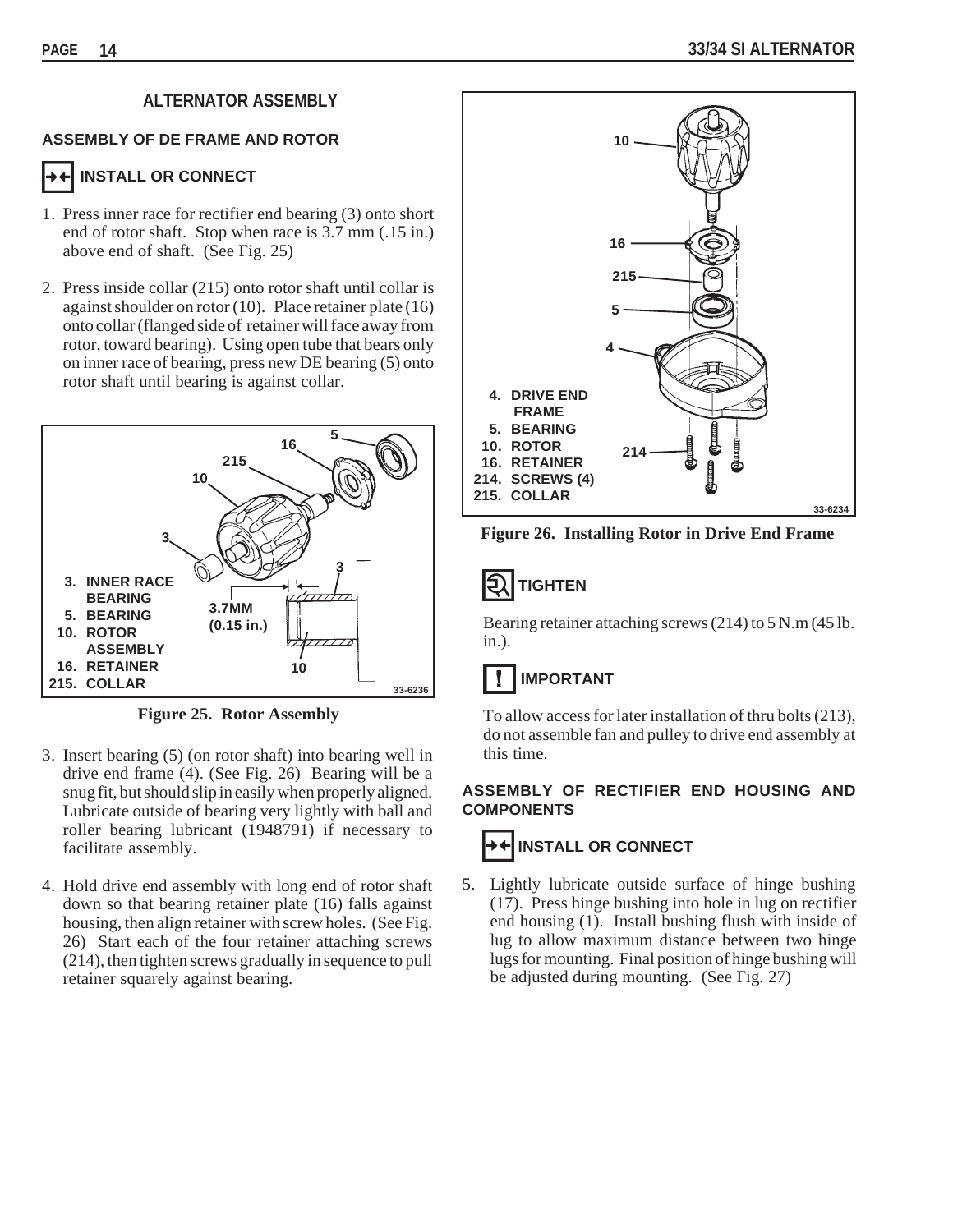## ALTERNATOR ASSEMBLY

### ASSEMBLY OF DE FRAME AND ROTOR

**INSTALL OR CONNECT**

1. Press inner race for rectifier end bearing (3) onto short end of rotor shaft. Stop when race is 3.7 mm (.15 in.) above end of shaft. (See Fig. 25)

2. Press inside collar (215) onto rotor shaft until collar is against shoulder on rotor (10). Place retainer plate (16) onto collar (flanged side of retainer will face away from rotor, toward bearing). Using open tube that bears only on inner race of bearing, press new DE bearing (5) onto rotor shaft until bearing is against collar.

3. INNER RACE BEARING
5. BEARING
10. ROTOR ASSEMBLY
16. RETAINER
215. COLLAR

3.7MM (0.15 in.)

**Figure 25. Rotor Assembly**

3. Insert bearing (5) (on rotor shaft) into bearing well in drive end frame (4). (See Fig. 26) Bearing will be a snug fit, but should slip in easily when properly aligned. Lubricate outside of bearing very lightly with ball and roller bearing lubricant (1948791) if necessary to facilitate assembly.

4. Hold drive end assembly with long end of rotor shaft down so that bearing retainer plate (16) falls against housing, then align retainer with screw holes. (See Fig. 26) Start each of the four retainer attaching screws (214), then tighten screws gradually in sequence to pull retainer squarely against bearing.

4. DRIVE END FRAME
5. BEARING
10. ROTOR
16. RETAINER
214. SCREWS (4)
215. COLLAR

**Figure 26. Installing Rotor in Drive End Frame**

**TIGHTEN**

Bearing retainer attaching screws (214) to 5 N.m (45 lb. in.).

**IMPORTANT**

To allow access for later installation of thru bolts (213), do not assemble fan and pulley to drive end assembly at this time.

### ASSEMBLY OF RECTIFIER END HOUSING AND COMPONENTS

**INSTALL OR CONNECT**

5. Lightly lubricate outside surface of hinge bushing (17). Press hinge bushing into hole in lug on rectifier end housing (1). Install bushing flush with inside of lug to allow maximum distance between two hinge lugs for mounting. Final position of hinge bushing will be adjusted during mounting. (See Fig. 27)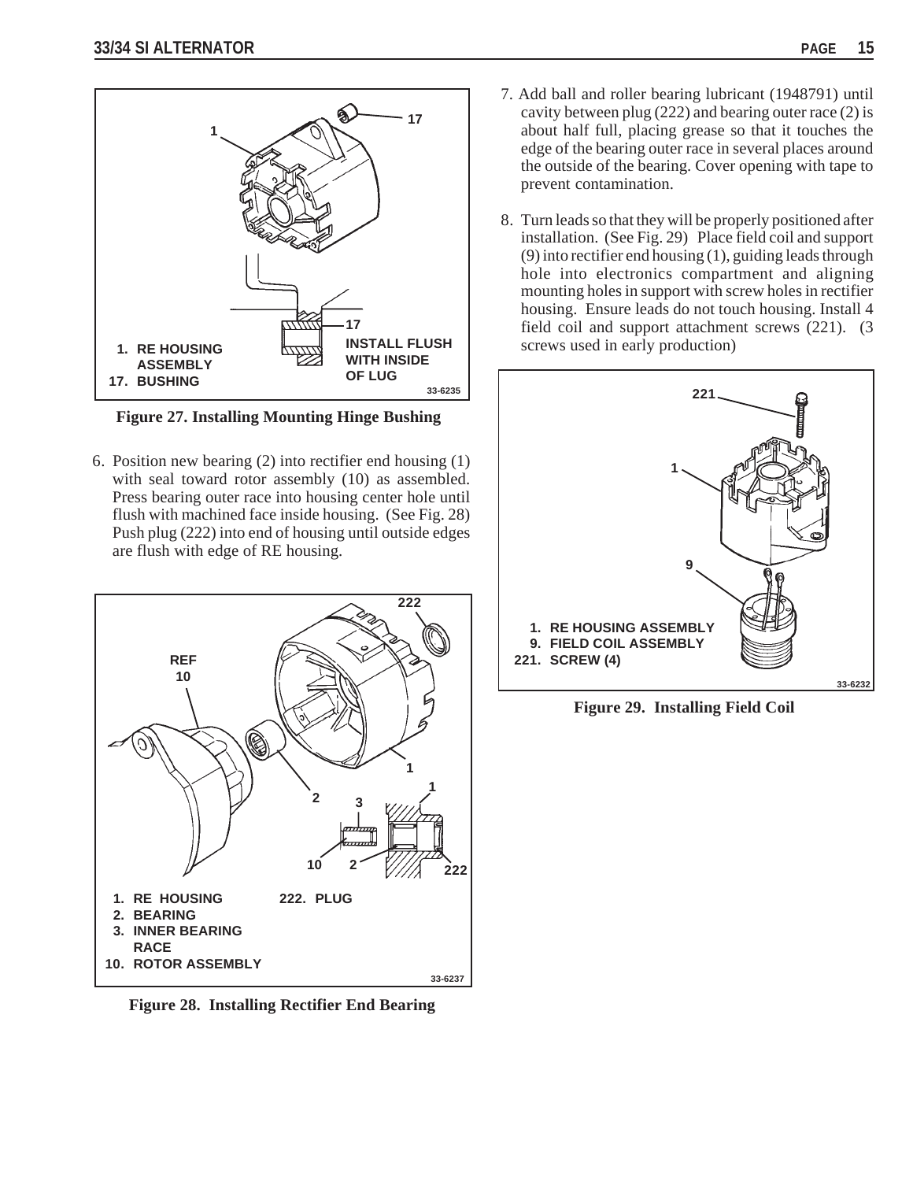**Figure 27. Installing Mounting Hinge Bushing**

6. Position new bearing (2) into rectifier end housing (1) with seal toward rotor assembly (10) as assembled. Press bearing outer race into housing center hole until flush with machined face inside housing. (See Fig. 28) Push plug (222) into end of housing until outside edges are flush with edge of RE housing.

**Figure 28. Installing Rectifier End Bearing**

7. Add ball and roller bearing lubricant (1948791) until cavity between plug (222) and bearing outer race (2) is about half full, placing grease so that it touches the edge of the bearing outer race in several places around the outside of the bearing. Cover opening with tape to prevent contamination.

8. Turn leads so that they will be properly positioned after installation. (See Fig. 29) Place field coil and support (9) into rectifier end housing (1), guiding leads through hole into electronics compartment and aligning mounting holes in support with screw holes in rectifier housing. Ensure leads do not touch housing. Install 4 field coil and support attachment screws (221). (3 screws used in early production)

**Figure 29. Installing Field Coil**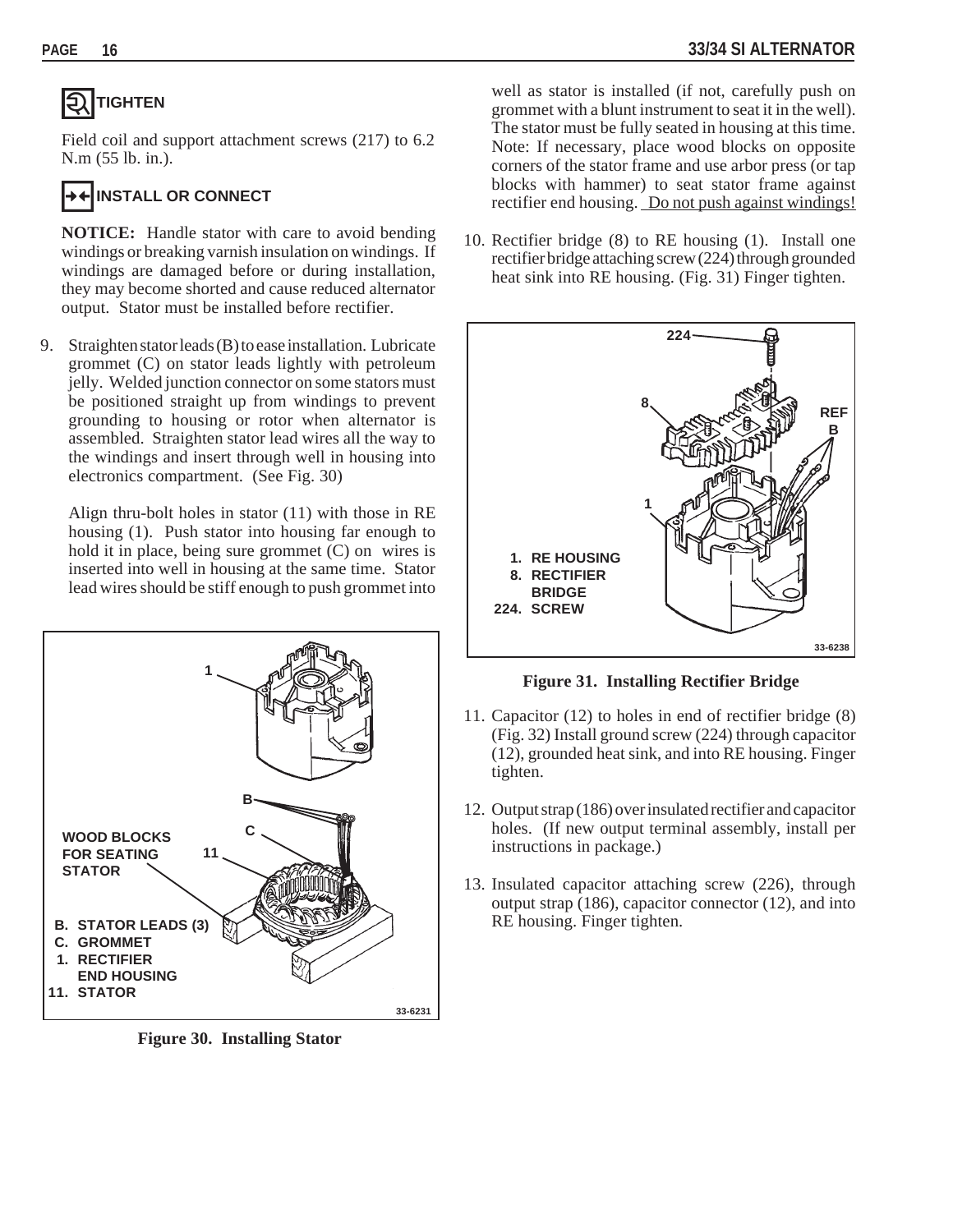### TIGHTEN

Field coil and support attachment screws (217) to 6.2 N.m (55 lb. in.).

### INSTALL OR CONNECT

**NOTICE:** Handle stator with care to avoid bending windings or breaking varnish insulation on windings. If windings are damaged before or during installation, they may become shorted and cause reduced alternator output. Stator must be installed before rectifier.

9. Straighten stator leads (B) to ease installation. Lubricate grommet (C) on stator leads lightly with petroleum jelly. Welded junction connector on some stators must be positioned straight up from windings to prevent grounding to housing or rotor when alternator is assembled. Straighten stator lead wires all the way to the windings and insert through well in housing into electronics compartment. (See Fig. 30)

   Align thru-bolt holes in stator (11) with those in RE housing (1). Push stator into housing far enough to hold it in place, being sure grommet (C) on wires is inserted into well in housing at the same time. Stator lead wires should be stiff enough to push grommet into well as stator is installed (if not, carefully push on grommet with a blunt instrument to seat it in the well). The stator must be fully seated in housing at this time. Note: If necessary, place wood blocks on opposite corners of the stator frame and use arbor press (or tap blocks with hammer) to seat stator frame against rectifier end housing. Do not push against windings!

WOOD BLOCKS FOR SEATING STATOR

B. STATOR LEADS (3)
C. GROMMET
1. RECTIFIER END HOUSING
11. STATOR

33-6231

**Figure 30. Installing Stator**

10. Rectifier bridge (8) to RE housing (1). Install one rectifier bridge attaching screw (224) through grounded heat sink into RE housing. (Fig. 31) Finger tighten.

1. RE HOUSING
8. RECTIFIER BRIDGE
224. SCREW

REF B

33-6238

**Figure 31. Installing Rectifier Bridge**

11. Capacitor (12) to holes in end of rectifier bridge (8) (Fig. 32) Install ground screw (224) through capacitor (12), grounded heat sink, and into RE housing. Finger tighten.

12. Output strap (186) over insulated rectifier and capacitor holes. (If new output terminal assembly, install per instructions in package.)

13. Insulated capacitor attaching screw (226), through output strap (186), capacitor connector (12), and into RE housing. Finger tighten.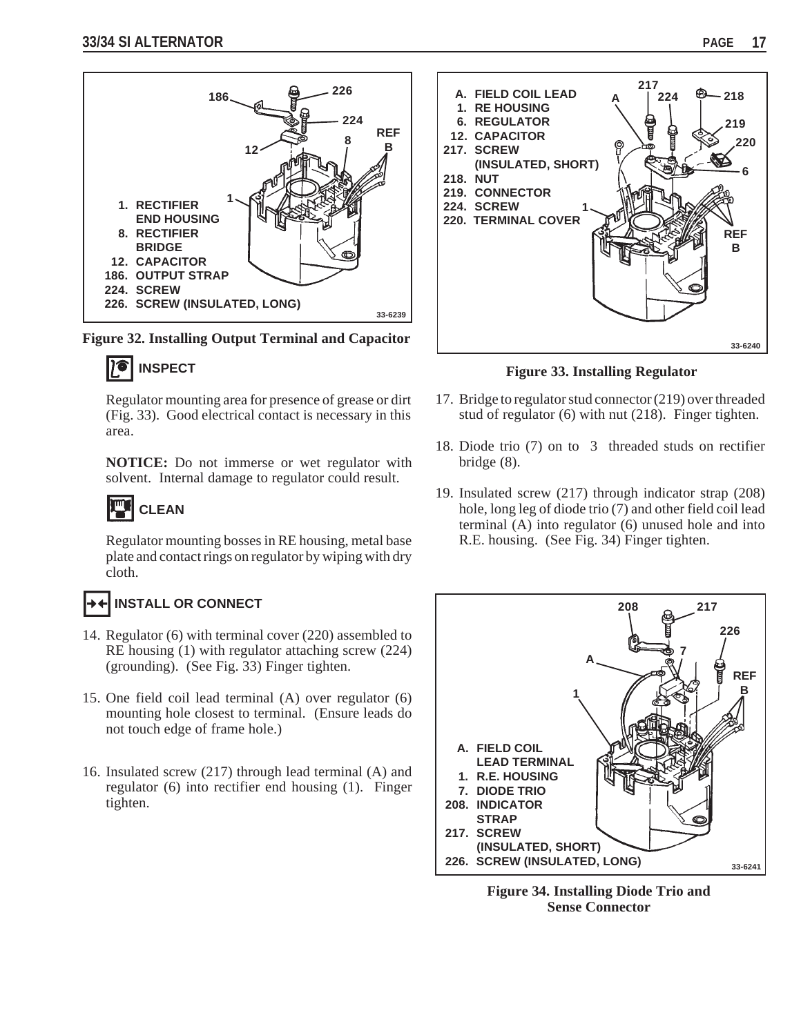1. RECTIFIER END HOUSING
8. RECTIFIER BRIDGE
12. CAPACITOR
186. OUTPUT STRAP
224. SCREW
226. SCREW (INSULATED, LONG)

**Figure 32. Installing Output Terminal and Capacitor**

### INSPECT

Regulator mounting area for presence of grease or dirt (Fig. 33). Good electrical contact is necessary in this area.

**NOTICE:** Do not immerse or wet regulator with solvent. Internal damage to regulator could result.

### CLEAN

Regulator mounting bosses in RE housing, metal base plate and contact rings on regulator by wiping with dry cloth.

### INSTALL OR CONNECT

14. Regulator (6) with terminal cover (220) assembled to RE housing (1) with regulator attaching screw (224) (grounding). (See Fig. 33) Finger tighten.

15. One field coil lead terminal (A) over regulator (6) mounting hole closest to terminal. (Ensure leads do not touch edge of frame hole.)

16. Insulated screw (217) through lead terminal (A) and regulator (6) into rectifier end housing (1). Finger tighten.

A. FIELD COIL LEAD
1. RE HOUSING
6. REGULATOR
12. CAPACITOR
217. SCREW (INSULATED, SHORT)
218. NUT
219. CONNECTOR
224. SCREW
220. TERMINAL COVER

**Figure 33. Installing Regulator**

17. Bridge to regulator stud connector (219) over threaded stud of regulator (6) with nut (218). Finger tighten.

18. Diode trio (7) on to 3 threaded studs on rectifier bridge (8).

19. Insulated screw (217) through indicator strap (208) hole, long leg of diode trio (7) and other field coil lead terminal (A) into regulator (6) unused hole and into R.E. housing. (See Fig. 34) Finger tighten.

A. FIELD COIL LEAD TERMINAL
1. R.E. HOUSING
7. DIODE TRIO
208. INDICATOR STRAP
217. SCREW (INSULATED, SHORT)
226. SCREW (INSULATED, LONG)

**Figure 34. Installing Diode Trio and Sense Connector**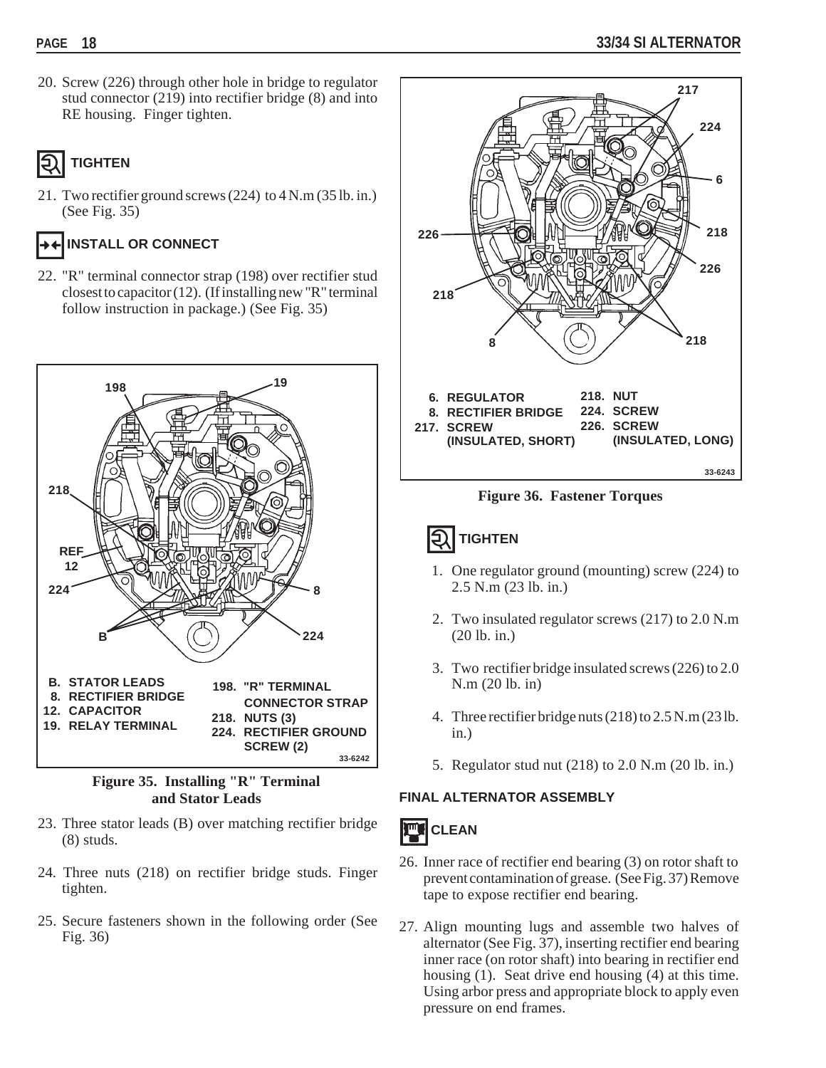20. Screw (226) through other hole in bridge to regulator stud connector (219) into rectifier bridge (8) and into RE housing. Finger tighten.

**TIGHTEN**

21. Two rectifier ground screws (224) to 4 N.m (35 lb. in.) (See Fig. 35)

**INSTALL OR CONNECT**

22. "R" terminal connector strap (198) over rectifier stud closest to capacitor (12). (If installing new "R" terminal follow instruction in package.) (See Fig. 35)

B. STATOR LEADS
8. RECTIFIER BRIDGE
12. CAPACITOR
19. RELAY TERMINAL
198. "R" TERMINAL CONNECTOR STRAP
218. NUTS (3)
224. RECTIFIER GROUND SCREW (2)

33-6242

**Figure 35. Installing "R" Terminal and Stator Leads**

23. Three stator leads (B) over matching rectifier bridge (8) studs.

24. Three nuts (218) on rectifier bridge studs. Finger tighten.

25. Secure fasteners shown in the following order (See Fig. 36)

6. REGULATOR
8. RECTIFIER BRIDGE
217. SCREW (INSULATED, SHORT)
218. NUT
224. SCREW
226. SCREW (INSULATED, LONG)

33-6243

**Figure 36. Fastener Torques**

**TIGHTEN**

1. One regulator ground (mounting) screw (224) to 2.5 N.m (23 lb. in.)

2. Two insulated regulator screws (217) to 2.0 N.m (20 lb. in.)

3. Two rectifier bridge insulated screws (226) to 2.0 N.m (20 lb. in)

4. Three rectifier bridge nuts (218) to 2.5 N.m (23 lb. in.)

5. Regulator stud nut (218) to 2.0 N.m (20 lb. in.)

### FINAL ALTERNATOR ASSEMBLY

**CLEAN**

26. Inner race of rectifier end bearing (3) on rotor shaft to prevent contamination of grease. (See Fig. 37) Remove tape to expose rectifier end bearing.

27. Align mounting lugs and assemble two halves of alternator (See Fig. 37), inserting rectifier end bearing inner race (on rotor shaft) into bearing in rectifier end housing (1). Seat drive end housing (4) at this time. Using arbor press and appropriate block to apply even pressure on end frames.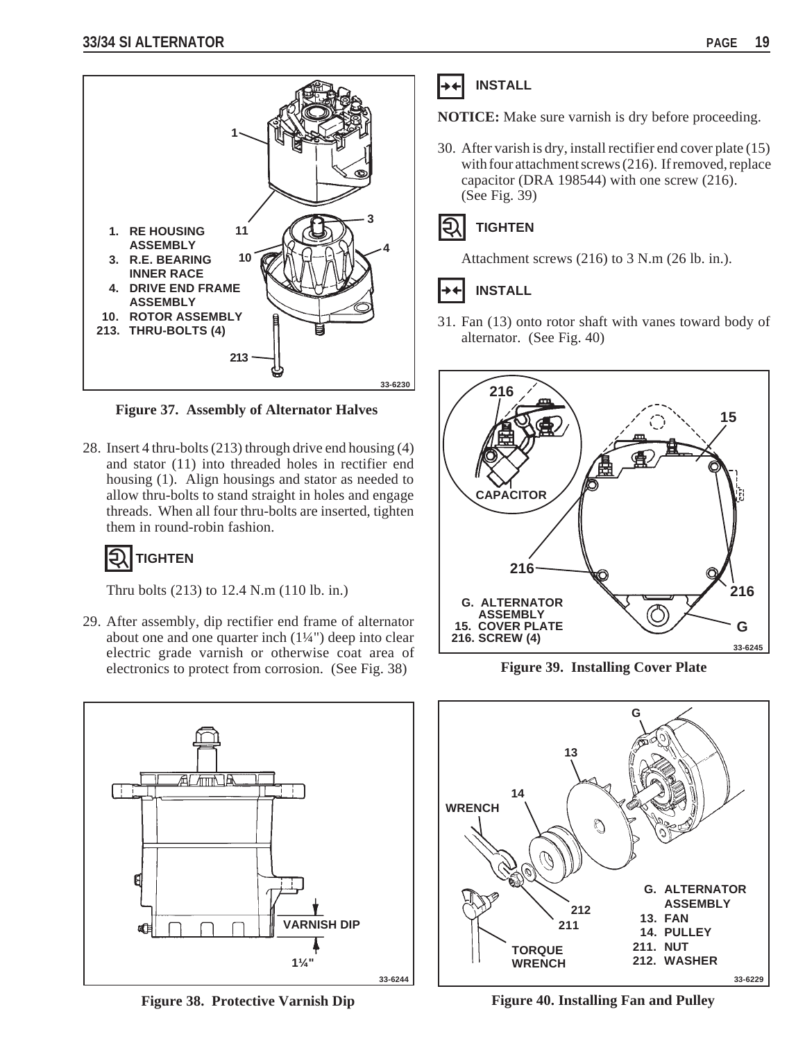**Figure 37. Assembly of Alternator Halves**

28. Insert 4 thru-bolts (213) through drive end housing (4) and stator (11) into threaded holes in rectifier end housing (1). Align housings and stator as needed to allow thru-bolts to stand straight in holes and engage threads. When all four thru-bolts are inserted, tighten them in round-robin fashion.

**TIGHTEN**

Thru bolts (213) to 12.4 N.m (110 lb. in.)

29. After assembly, dip rectifier end frame of alternator about one and one quarter inch (1¼") deep into clear electric grade varnish or otherwise coat area of electronics to protect from corrosion. (See Fig. 38)

**Figure 38. Protective Varnish Dip**

**INSTALL**

**NOTICE:** Make sure varnish is dry before proceeding.

30. After varish is dry, install rectifier end cover plate (15) with four attachment screws (216). If removed, replace capacitor (DRA 198544) with one screw (216). (See Fig. 39)

**TIGHTEN**

Attachment screws (216) to 3 N.m (26 lb. in.).

**INSTALL**

31. Fan (13) onto rotor shaft with vanes toward body of alternator. (See Fig. 40)

**Figure 39. Installing Cover Plate**

**Figure 40. Installing Fan and Pulley**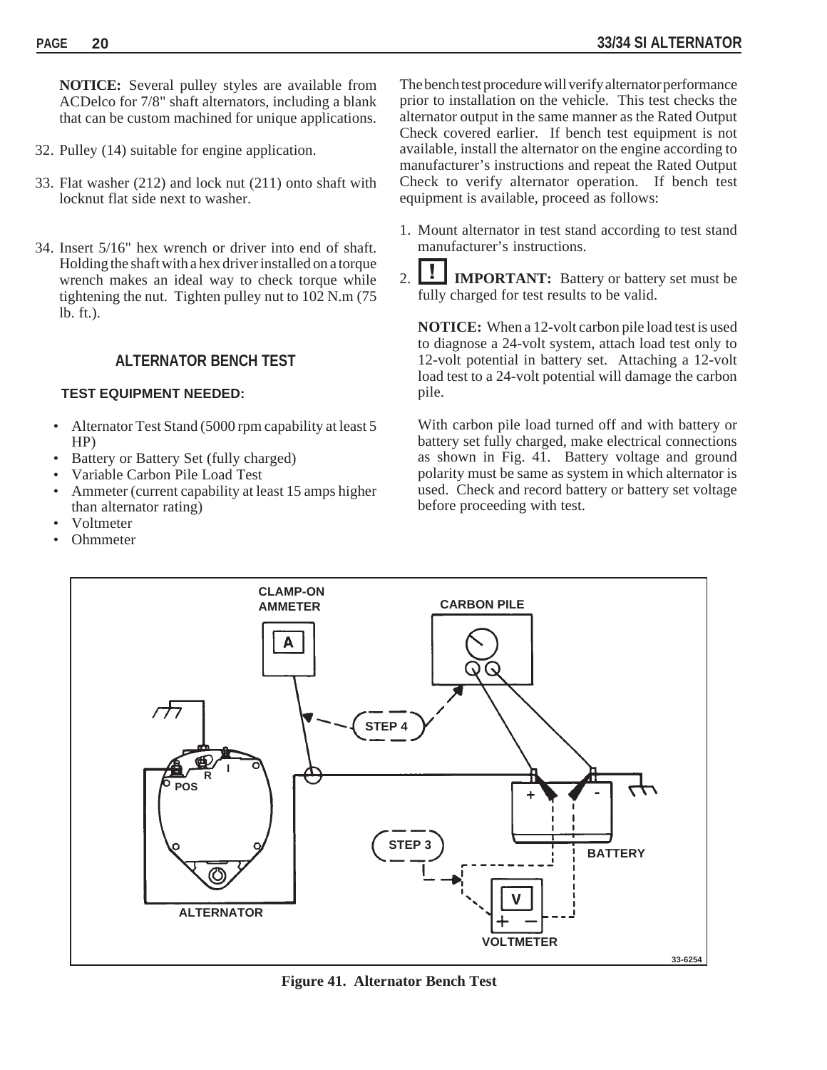**NOTICE:** Several pulley styles are available from ACDelco for 7/8" shaft alternators, including a blank that can be custom machined for unique applications.

32. Pulley (14) suitable for engine application.

33. Flat washer (212) and lock nut (211) onto shaft with locknut flat side next to washer.

34. Insert 5/16" hex wrench or driver into end of shaft. Holding the shaft with a hex driver installed on a torque wrench makes an ideal way to check torque while tightening the nut. Tighten pulley nut to 102 N.m (75 lb. ft.).

## ALTERNATOR BENCH TEST

**TEST EQUIPMENT NEEDED:**

- Alternator Test Stand (5000 rpm capability at least 5 HP)
- Battery or Battery Set (fully charged)
- Variable Carbon Pile Load Test
- Ammeter (current capability at least 15 amps higher than alternator rating)
- Voltmeter
- Ohmmeter

The bench test procedure will verify alternator performance prior to installation on the vehicle. This test checks the alternator output in the same manner as the Rated Output Check covered earlier. If bench test equipment is not available, install the alternator on the engine according to manufacturer's instructions and repeat the Rated Output Check to verify alternator operation. If bench test equipment is available, proceed as follows:

1. Mount alternator in test stand according to test stand manufacturer's instructions.

2. **IMPORTANT:** Battery or battery set must be fully charged for test results to be valid.

   **NOTICE:** When a 12-volt carbon pile load test is used to diagnose a 24-volt system, attach load test only to 12-volt potential in battery set. Attaching a 12-volt load test to a 24-volt potential will damage the carbon pile.

   With carbon pile load turned off and with battery or battery set fully charged, make electrical connections as shown in Fig. 41. Battery voltage and ground polarity must be same as system in which alternator is used. Check and record battery or battery set voltage before proceeding with test.

**Figure 41. Alternator Bench Test**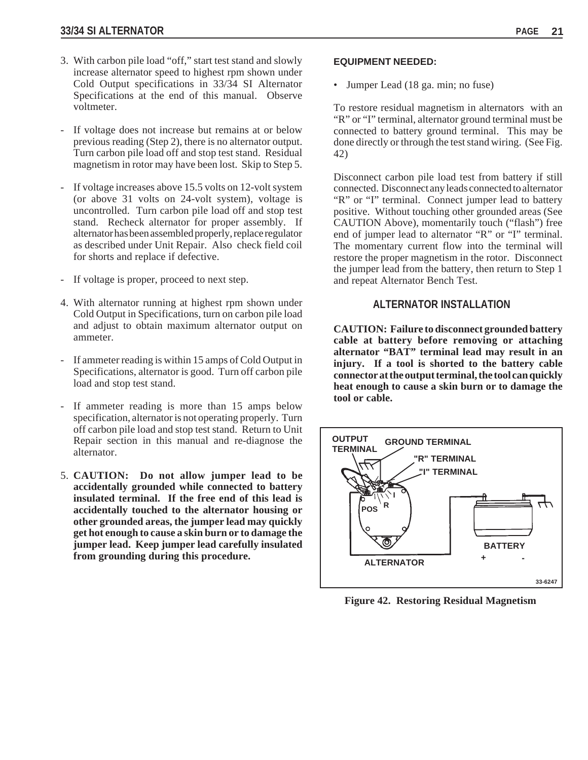3. With carbon pile load "off," start test stand and slowly increase alternator speed to highest rpm shown under Cold Output specifications in 33/34 SI Alternator Specifications at the end of this manual. Observe voltmeter.

- If voltage does not increase but remains at or below previous reading (Step 2), there is no alternator output. Turn carbon pile load off and stop test stand. Residual magnetism in rotor may have been lost. Skip to Step 5.

- If voltage increases above 15.5 volts on 12-volt system (or above 31 volts on 24-volt system), voltage is uncontrolled. Turn carbon pile load off and stop test stand. Recheck alternator for proper assembly. If alternator has been assembled properly, replace regulator as described under Unit Repair. Also check field coil for shorts and replace if defective.

- If voltage is proper, proceed to next step.

4. With alternator running at highest rpm shown under Cold Output in Specifications, turn on carbon pile load and adjust to obtain maximum alternator output on ammeter.

- If ammeter reading is within 15 amps of Cold Output in Specifications, alternator is good. Turn off carbon pile load and stop test stand.

- If ammeter reading is more than 15 amps below specification, alternator is not operating properly. Turn off carbon pile load and stop test stand. Return to Unit Repair section in this manual and re-diagnose the alternator.

5. **CAUTION: Do not allow jumper lead to be accidentally grounded while connected to battery insulated terminal. If the free end of this lead is accidentally touched to the alternator housing or other grounded areas, the jumper lead may quickly get hot enough to cause a skin burn or to damage the jumper lead. Keep jumper lead carefully insulated from grounding during this procedure.**

**EQUIPMENT NEEDED:**

- Jumper Lead (18 ga. min; no fuse)

To restore residual magnetism in alternators with an "R" or "I" terminal, alternator ground terminal must be connected to battery ground terminal. This may be done directly or through the test stand wiring. (See Fig. 42)

Disconnect carbon pile load test from battery if still connected. Disconnect any leads connected to alternator "R" or "I" terminal. Connect jumper lead to battery positive. Without touching other grounded areas (See CAUTION Above), momentarily touch ("flash") free end of jumper lead to alternator "R" or "I" terminal. The momentary current flow into the terminal will restore the proper magnetism in the rotor. Disconnect the jumper lead from the battery, then return to Step 1 and repeat Alternator Bench Test.

## ALTERNATOR INSTALLATION

**CAUTION: Failure to disconnect grounded battery cable at battery before removing or attaching alternator "BAT" terminal lead may result in an injury. If a tool is shorted to the battery cable connector at the output terminal, the tool can quickly heat enough to cause a skin burn or to damage the tool or cable.**

OUTPUT TERMINAL, GROUND TERMINAL, "R" TERMINAL, "I" TERMINAL, POS, R, I, ALTERNATOR, BATTERY + -, 33-6247

**Figure 42. Restoring Residual Magnetism**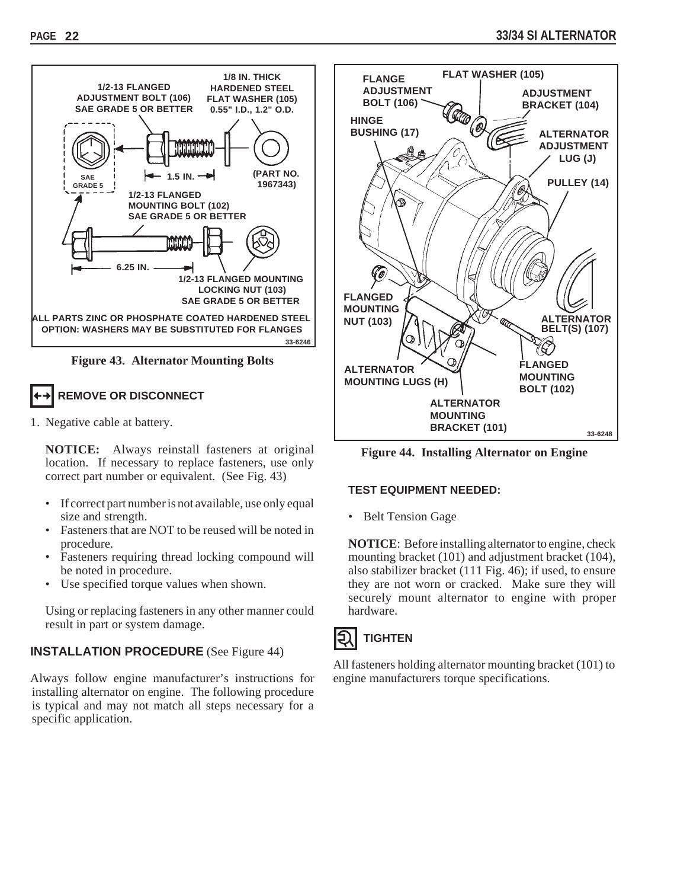**Figure 43. Alternator Mounting Bolts**

## REMOVE OR DISCONNECT

1. Negative cable at battery.

   **NOTICE:** Always reinstall fasteners at original location. If necessary to replace fasteners, use only correct part number or equivalent. (See Fig. 43)

   - If correct part number is not available, use only equal size and strength.
   - Fasteners that are NOT to be reused will be noted in procedure.
   - Fasteners requiring thread locking compound will be noted in procedure.
   - Use specified torque values when shown.

   Using or replacing fasteners in any other manner could result in part or system damage.

### INSTALLATION PROCEDURE (See Figure 44)

Always follow engine manufacturer's instructions for installing alternator on engine. The following procedure is typical and may not match all steps necessary for a specific application.

**Figure 44. Installing Alternator on Engine**

### TEST EQUIPMENT NEEDED:

- Belt Tension Gage

**NOTICE**: Before installing alternator to engine, check mounting bracket (101) and adjustment bracket (104), also stabilizer bracket (111 Fig. 46); if used, to ensure they are not worn or cracked. Make sure they will securely mount alternator to engine with proper hardware.

## TIGHTEN

All fasteners holding alternator mounting bracket (101) to engine manufacturers torque specifications.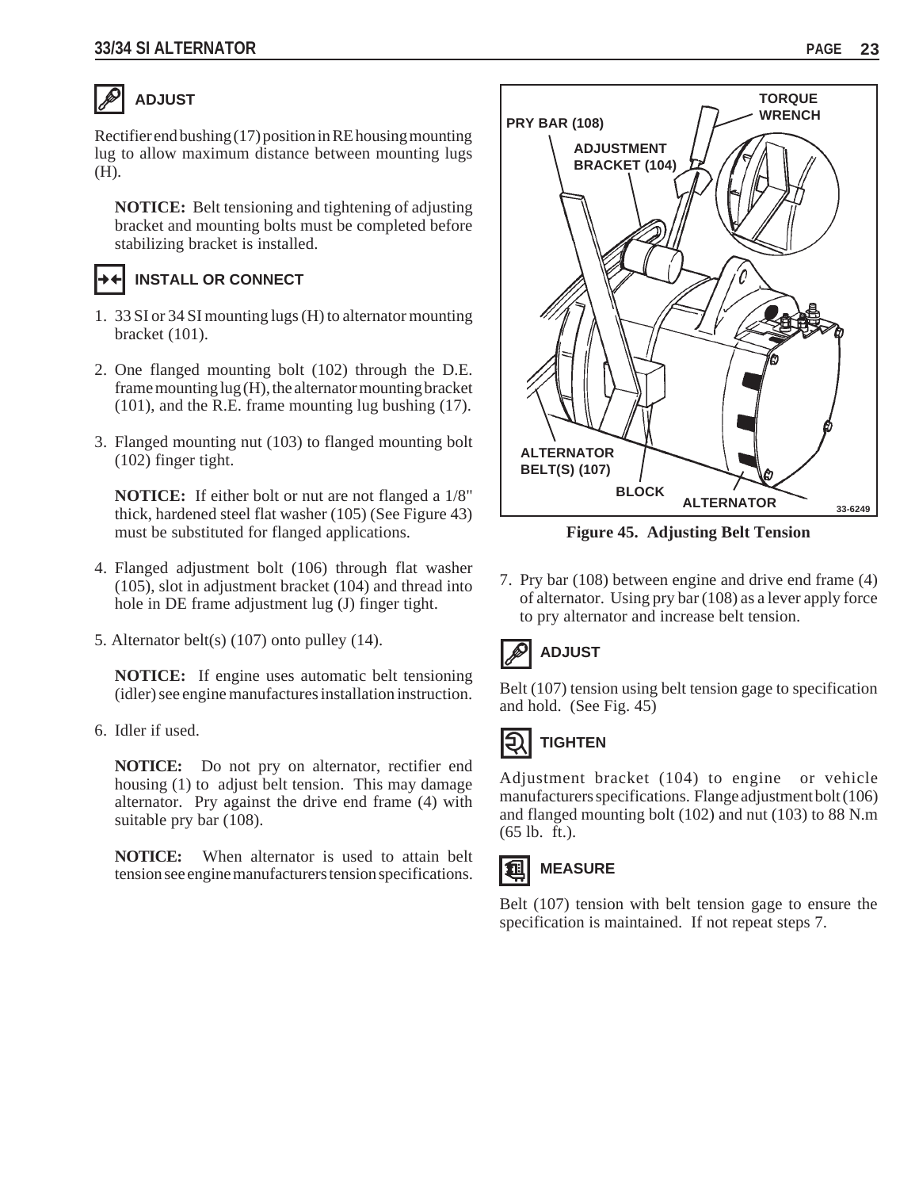### ADJUST

Rectifier end bushing (17) position in RE housing mounting lug to allow maximum distance between mounting lugs (H).

**NOTICE:** Belt tensioning and tightening of adjusting bracket and mounting bolts must be completed before stabilizing bracket is installed.

### INSTALL OR CONNECT

1. 33 SI or 34 SI mounting lugs (H) to alternator mounting bracket (101).
2. One flanged mounting bolt (102) through the D.E. frame mounting lug (H), the alternator mounting bracket (101), and the R.E. frame mounting lug bushing (17).
3. Flanged mounting nut (103) to flanged mounting bolt (102) finger tight.

   **NOTICE:** If either bolt or nut are not flanged a 1/8" thick, hardened steel flat washer (105) (See Figure 43) must be substituted for flanged applications.

4. Flanged adjustment bolt (106) through flat washer (105), slot in adjustment bracket (104) and thread into hole in DE frame adjustment lug (J) finger tight.
5. Alternator belt(s) (107) onto pulley (14).

   **NOTICE:** If engine uses automatic belt tensioning (idler) see engine manufactures installation instruction.

6. Idler if used.

   **NOTICE:** Do not pry on alternator, rectifier end housing (1) to adjust belt tension. This may damage alternator. Pry against the drive end frame (4) with suitable pry bar (108).

   **NOTICE:** When alternator is used to attain belt tension see engine manufacturers tension specifications.

**Figure 45. Adjusting Belt Tension**

7. Pry bar (108) between engine and drive end frame (4) of alternator. Using pry bar (108) as a lever apply force to pry alternator and increase belt tension.

### ADJUST

Belt (107) tension using belt tension gage to specification and hold. (See Fig. 45)

### TIGHTEN

Adjustment bracket (104) to engine or vehicle manufacturers specifications. Flange adjustment bolt (106) and flanged mounting bolt (102) and nut (103) to 88 N.m (65 lb. ft.).

### MEASURE

Belt (107) tension with belt tension gage to ensure the specification is maintained. If not repeat steps 7.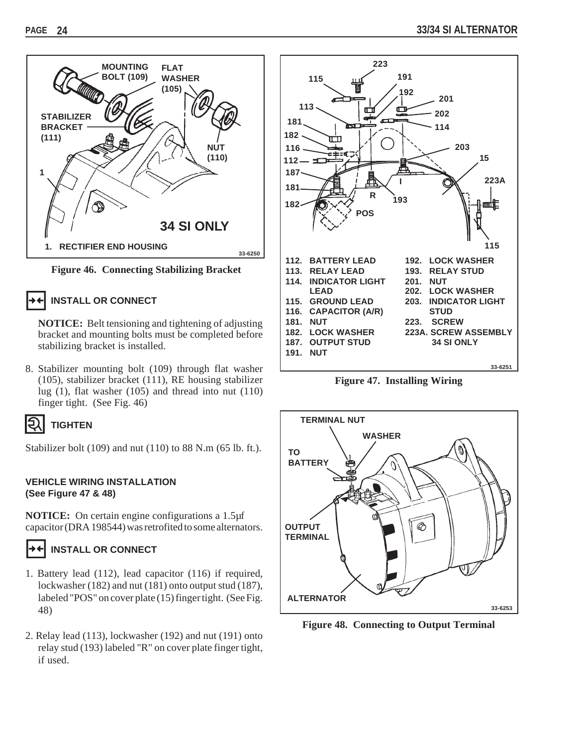**Figure 46. Connecting Stabilizing Bracket**

### INSTALL OR CONNECT

**NOTICE:** Belt tensioning and tightening of adjusting bracket and mounting bolts must be completed before stabilizing bracket is installed.

8. Stabilizer mounting bolt (109) through flat washer (105), stabilizer bracket (111), RE housing stabilizer lug (1), flat washer (105) and thread into nut (110) finger tight. (See Fig. 46)

### TIGHTEN

Stabilizer bolt (109) and nut (110) to 88 N.m (65 lb. ft.).

**VEHICLE WIRING INSTALLATION**
**(See Figure 47 & 48)**

**NOTICE:** On certain engine configurations a 1.5µf capacitor (DRA 198544) was retrofited to some alternators.

### INSTALL OR CONNECT

1. Battery lead (112), lead capacitor (116) if required, lockwasher (182) and nut (181) onto output stud (187), labeled "POS" on cover plate (15) finger tight. (See Fig. 48)

2. Relay lead (113), lockwasher (192) and nut (191) onto relay stud (193) labeled "R" on cover plate finger tight, if used.

**Figure 47. Installing Wiring**

**Figure 48. Connecting to Output Terminal**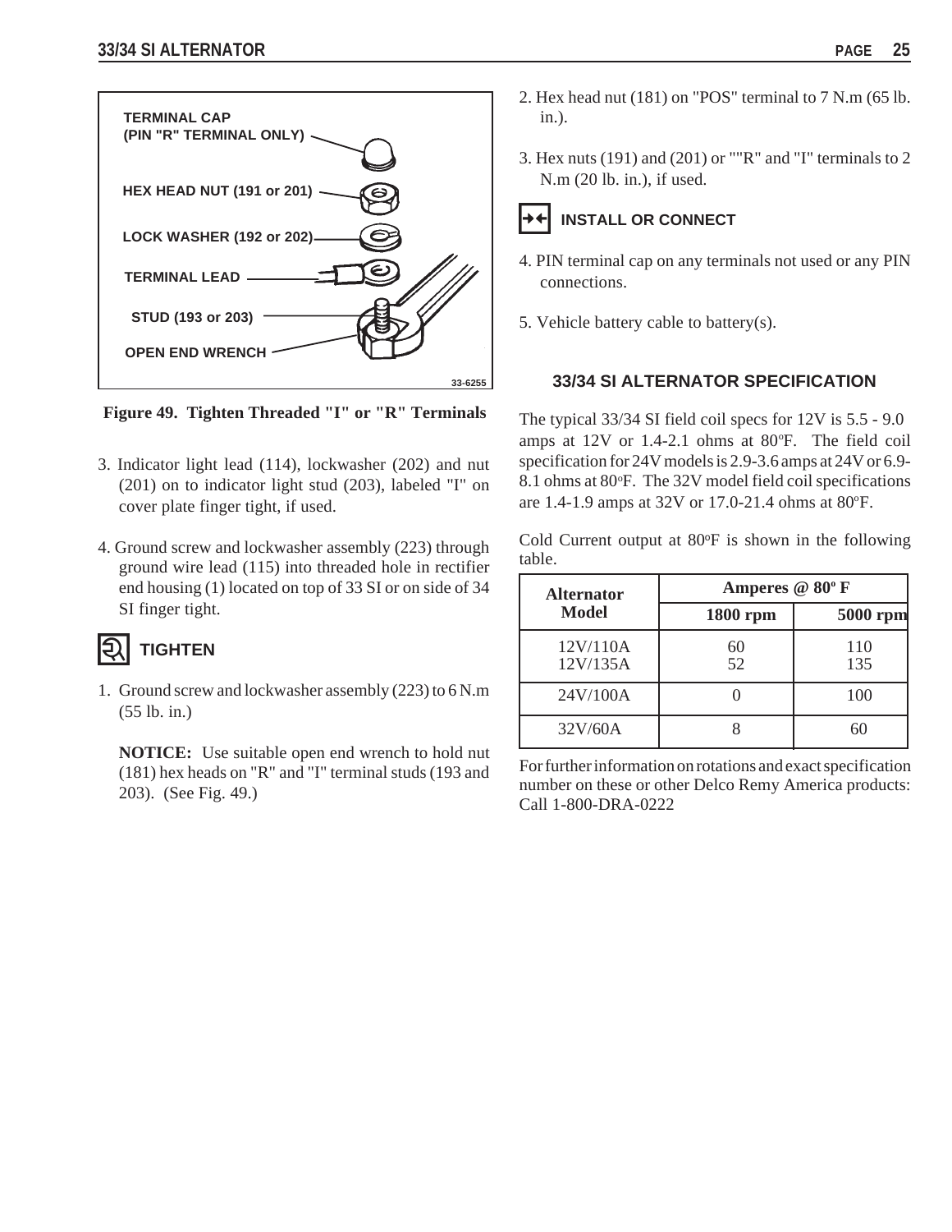TERMINAL CAP
(PIN "R" TERMINAL ONLY)

HEX HEAD NUT (191 or 201)

LOCK WASHER (192 or 202)

TERMINAL LEAD

STUD (193 or 203)

OPEN END WRENCH

33-6255

**Figure 49. Tighten Threaded "I" or "R" Terminals**

3. Indicator light lead (114), lockwasher (202) and nut (201) on to indicator light stud (203), labeled "I" on cover plate finger tight, if used.

4. Ground screw and lockwasher assembly (223) through ground wire lead (115) into threaded hole in rectifier end housing (1) located on top of 33 SI or on side of 34 SI finger tight.

### TIGHTEN

1. Ground screw and lockwasher assembly (223) to 6 N.m (55 lb. in.)

   **NOTICE:** Use suitable open end wrench to hold nut (181) hex heads on "R" and "I" terminal studs (193 and 203). (See Fig. 49.)

2. Hex head nut (181) on "POS" terminal to 7 N.m (65 lb. in.).

3. Hex nuts (191) and (201) or ""R" and "I" terminals to 2 N.m (20 lb. in.), if used.

### INSTALL OR CONNECT

4. PIN terminal cap on any terminals not used or any PIN connections.

5. Vehicle battery cable to battery(s).

## 33/34 SI ALTERNATOR SPECIFICATION

The typical 33/34 SI field coil specs for 12V is 5.5 - 9.0 amps at 12V or 1.4-2.1 ohms at 80°F. The field coil specification for 24V models is 2.9-3.6 amps at 24V or 6.9-8.1 ohms at 80°F. The 32V model field coil specifications are 1.4-1.9 amps at 32V or 17.0-21.4 ohms at 80°F.

Cold Current output at 80°F is shown in the following table.

| Alternator Model | Amperes @ 80° F | |
|---|---|---|
| | 1800 rpm | 5000 rpm |
| 12V/110A<br>12V/135A | 60<br>52 | 110<br>135 |
| 24V/100A | 0 | 100 |
| 32V/60A | 8 | 60 |

For further information on rotations and exact specification number on these or other Delco Remy America products: Call 1-800-DRA-0222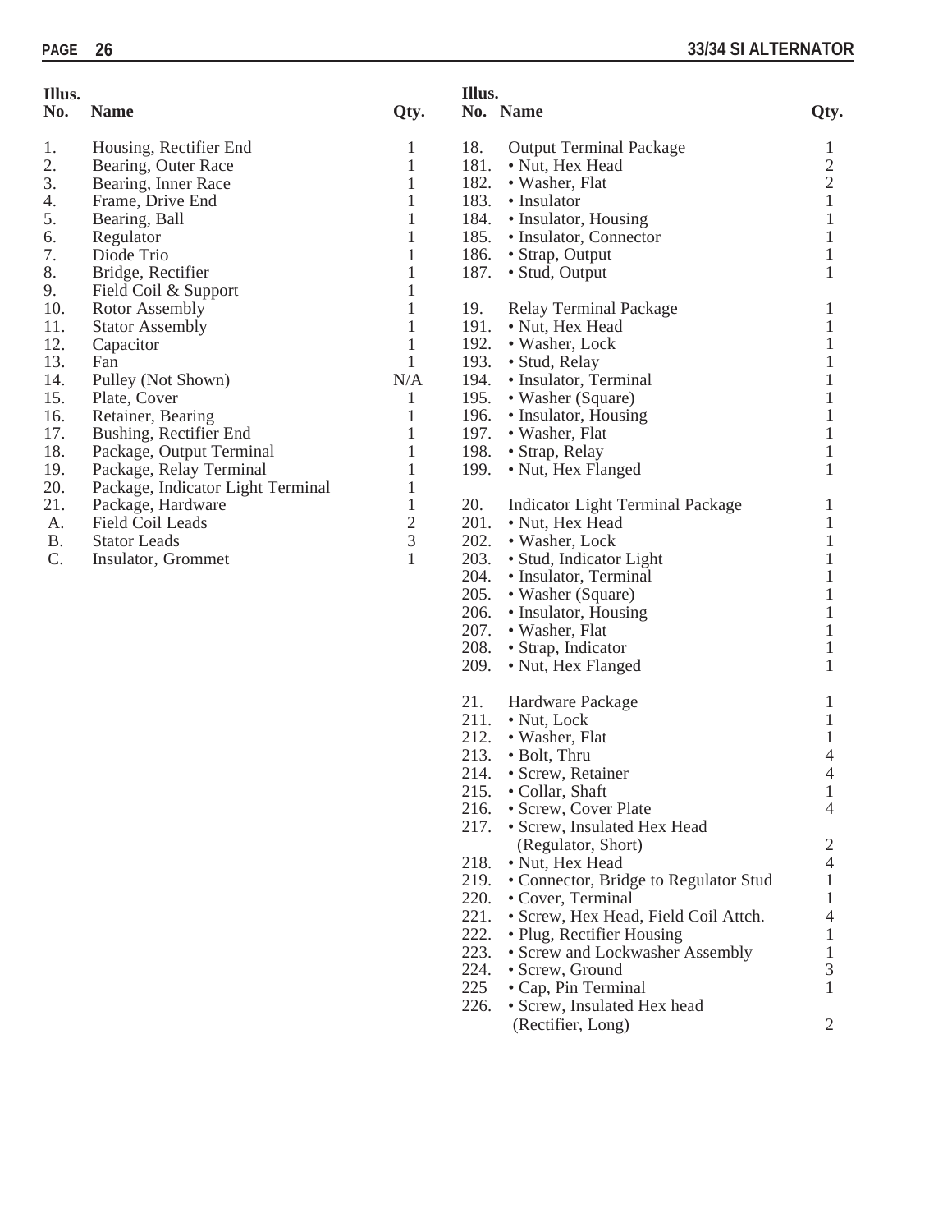| Illus. No. | Name | Qty. |
|---|---|---|
| 1. | Housing, Rectifier End | 1 |
| 2. | Bearing, Outer Race | 1 |
| 3. | Bearing, Inner Race | 1 |
| 4. | Frame, Drive End | 1 |
| 5. | Bearing, Ball | 1 |
| 6. | Regulator | 1 |
| 7. | Diode Trio | 1 |
| 8. | Bridge, Rectifier | 1 |
| 9. | Field Coil & Support | 1 |
| 10. | Rotor Assembly | 1 |
| 11. | Stator Assembly | 1 |
| 12. | Capacitor | 1 |
| 13. | Fan | 1 |
| 14. | Pulley (Not Shown) | N/A |
| 15. | Plate, Cover | 1 |
| 16. | Retainer, Bearing | 1 |
| 17. | Bushing, Rectifier End | 1 |
| 18. | Package, Output Terminal | 1 |
| 19. | Package, Relay Terminal | 1 |
| 20. | Package, Indicator Light Terminal | 1 |
| 21. | Package, Hardware | 1 |
| A. | Field Coil Leads | 2 |
| B. | Stator Leads | 3 |
| C. | Insulator, Grommet | 1 |

| Illus. No. | Name | Qty. |
|---|---|---|
| 18. | Output Terminal Package | 1 |
| 181. | • Nut, Hex Head | 2 |
| 182. | • Washer, Flat | 2 |
| 183. | • Insulator | 1 |
| 184. | • Insulator, Housing | 1 |
| 185. | • Insulator, Connector | 1 |
| 186. | • Strap, Output | 1 |
| 187. | • Stud, Output | 1 |
| 19. | Relay Terminal Package | 1 |
| 191. | • Nut, Hex Head | 1 |
| 192. | • Washer, Lock | 1 |
| 193. | • Stud, Relay | 1 |
| 194. | • Insulator, Terminal | 1 |
| 195. | • Washer (Square) | 1 |
| 196. | • Insulator, Housing | 1 |
| 197. | • Washer, Flat | 1 |
| 198. | • Strap, Relay | 1 |
| 199. | • Nut, Hex Flanged | 1 |
| 20. | Indicator Light Terminal Package | 1 |
| 201. | • Nut, Hex Head | 1 |
| 202. | • Washer, Lock | 1 |
| 203. | • Stud, Indicator Light | 1 |
| 204. | • Insulator, Terminal | 1 |
| 205. | • Washer (Square) | 1 |
| 206. | • Insulator, Housing | 1 |
| 207. | • Washer, Flat | 1 |
| 208. | • Strap, Indicator | 1 |
| 209. | • Nut, Hex Flanged | 1 |
| 21. | Hardware Package | 1 |
| 211. | • Nut, Lock | 1 |
| 212. | • Washer, Flat | 1 |
| 213. | • Bolt, Thru | 4 |
| 214. | • Screw, Retainer | 4 |
| 215. | • Collar, Shaft | 1 |
| 216. | • Screw, Cover Plate | 4 |
| 217. | • Screw, Insulated Hex Head (Regulator, Short) | 2 |
| 218. | • Nut, Hex Head | 4 |
| 219. | • Connector, Bridge to Regulator Stud | 1 |
| 220. | • Cover, Terminal | 1 |
| 221. | • Screw, Hex Head, Field Coil Attch. | 4 |
| 222. | • Plug, Rectifier Housing | 1 |
| 223. | • Screw and Lockwasher Assembly | 1 |
| 224. | • Screw, Ground | 3 |
| 225 | • Cap, Pin Terminal | 1 |
| 226. | • Screw, Insulated Hex head (Rectifier, Long) | 2 |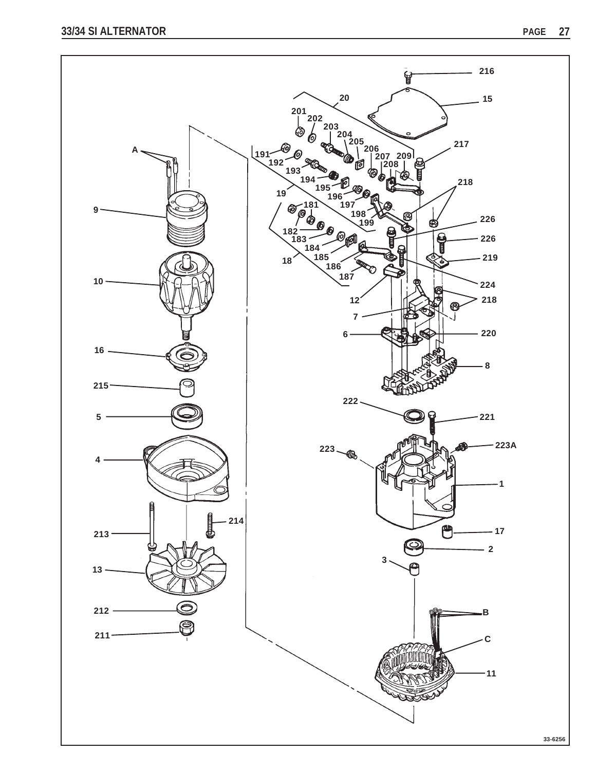33-6256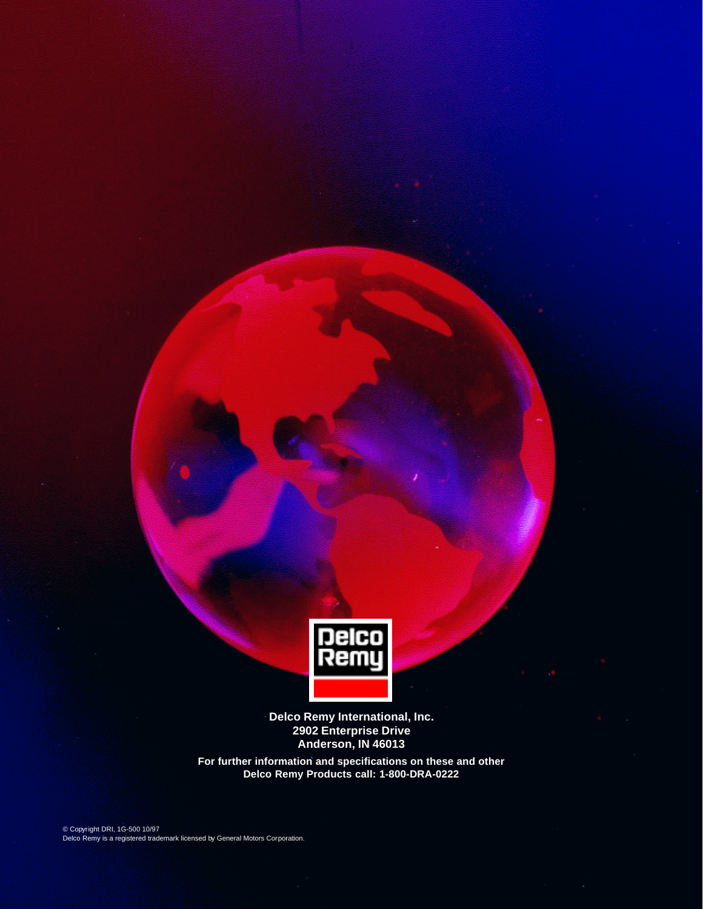Delco Remy

**Delco Remy International, Inc.**
**2902 Enterprise Drive**
**Anderson, IN 46013**

**For further information and specifications on these and other Delco Remy Products call: 1-800-DRA-0222**

© Copyright DRI, 1G-500 10/97
Delco Remy is a registered trademark licensed by General Motors Corporation.